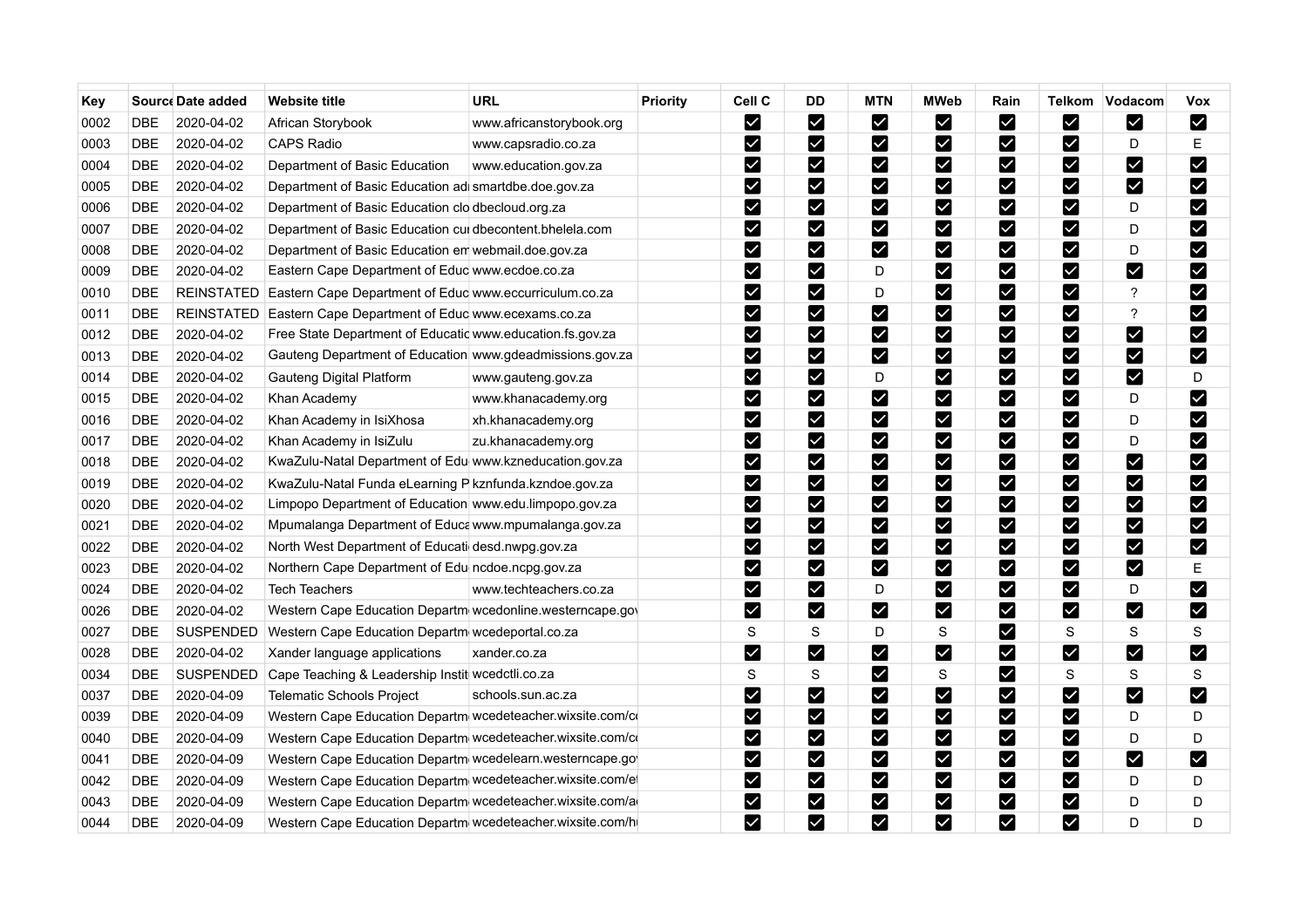| Key | Sourc | Date added | Website title | URL | Priority | Cell C | DD | MTN | MWeb | Rain | Telkom | Vodacom | Vox |
|---|---|---|---|---|---|---|---|---|---|---|---|---|---|
| 0002 | DBE | 2020-04-02 | African Storybook | www.africanstorybook.org | | ☑ | ☑ | ☑ | ☑ | ☑ | ☑ | ☑ | ☑ |
| 0003 | DBE | 2020-04-02 | CAPS Radio | www.capsradio.co.za | | ☑ | ☑ | ☑ | ☑ | ☑ | ☑ | D | E |
| 0004 | DBE | 2020-04-02 | Department of Basic Education | www.education.gov.za | | ☑ | ☑ | ☑ | ☑ | ☑ | ☑ | ☑ | ☑ |
| 0005 | DBE | 2020-04-02 | Department of Basic Education adı | smartdbe.doe.gov.za | | ☑ | ☑ | ☑ | ☑ | ☑ | ☑ | ☑ | ☑ |
| 0006 | DBE | 2020-04-02 | Department of Basic Education clo | dbecloud.org.za | | ☑ | ☑ | ☑ | ☑ | ☑ | ☑ | D | ☑ |
| 0007 | DBE | 2020-04-02 | Department of Basic Education cu | dbecontent.bhelela.com | | ☑ | ☑ | ☑ | ☑ | ☑ | ☑ | D | ☑ |
| 0008 | DBE | 2020-04-02 | Department of Basic Education em | webmail.doe.gov.za | | ☑ | ☑ | ☑ | ☑ | ☑ | ☑ | D | ☑ |
| 0009 | DBE | 2020-04-02 | Eastern Cape Department of Educ | www.ecdoe.co.za | | ☑ | ☑ | D | ☑ | ☑ | ☑ | ☑ | ☑ |
| 0010 | DBE | REINSTATED | Eastern Cape Department of Educ | www.eccurriculum.co.za | | ☑ | ☑ | D | ☑ | ☑ | ☑ | ? | ☑ |
| 0011 | DBE | REINSTATED | Eastern Cape Department of Educ | www.ecexams.co.za | | ☑ | ☑ | ☑ | ☑ | ☑ | ☑ | ? | ☑ |
| 0012 | DBE | 2020-04-02 | Free State Department of Educatic | www.education.fs.gov.za | | ☑ | ☑ | ☑ | ☑ | ☑ | ☑ | ☑ | ☑ |
| 0013 | DBE | 2020-04-02 | Gauteng Department of Education | www.gdeadmissions.gov.za | | ☑ | ☑ | ☑ | ☑ | ☑ | ☑ | ☑ | ☑ |
| 0014 | DBE | 2020-04-02 | Gauteng Digital Platform | www.gauteng.gov.za | | ☑ | ☑ | D | ☑ | ☑ | ☑ | ☑ | D |
| 0015 | DBE | 2020-04-02 | Khan Academy | www.khanacademy.org | | ☑ | ☑ | ☑ | ☑ | ☑ | ☑ | D | ☑ |
| 0016 | DBE | 2020-04-02 | Khan Academy in IsiXhosa | xh.khanacademy.org | | ☑ | ☑ | ☑ | ☑ | ☑ | ☑ | D | ☑ |
| 0017 | DBE | 2020-04-02 | Khan Academy in IsiZulu | zu.khanacademy.org | | ☑ | ☑ | ☑ | ☑ | ☑ | ☑ | D | ☑ |
| 0018 | DBE | 2020-04-02 | KwaZulu-Natal Department of Edu | www.kzneducation.gov.za | | ☑ | ☑ | ☑ | ☑ | ☑ | ☑ | ☑ | ☑ |
| 0019 | DBE | 2020-04-02 | KwaZulu-Natal Funda eLearning P | kznfunda.kzndoe.gov.za | | ☑ | ☑ | ☑ | ☑ | ☑ | ☑ | ☑ | ☑ |
| 0020 | DBE | 2020-04-02 | Limpopo Department of Education | www.edu.limpopo.gov.za | | ☑ | ☑ | ☑ | ☑ | ☑ | ☑ | ☑ | ☑ |
| 0021 | DBE | 2020-04-02 | Mpumalanga Department of Educa | www.mpumalanga.gov.za | | ☑ | ☑ | ☑ | ☑ | ☑ | ☑ | ☑ | ☑ |
| 0022 | DBE | 2020-04-02 | North West Department of Educati | desd.nwpg.gov.za | | ☑ | ☑ | ☑ | ☑ | ☑ | ☑ | ☑ | ☑ |
| 0023 | DBE | 2020-04-02 | Northern Cape Department of Edu | ncdoe.ncpg.gov.za | | ☑ | ☑ | ☑ | ☑ | ☑ | ☑ | ☑ | E |
| 0024 | DBE | 2020-04-02 | Tech Teachers | www.techteachers.co.za | | ☑ | ☑ | D | ☑ | ☑ | ☑ | D | ☑ |
| 0026 | DBE | 2020-04-02 | Western Cape Education Departm | wcedonline.westerncape.gov | | ☑ | ☑ | ☑ | ☑ | ☑ | ☑ | ☑ | ☑ |
| 0027 | DBE | SUSPENDED | Western Cape Education Departm | wcedeportal.co.za | | S | S | D | S | ☑ | S | S | S |
| 0028 | DBE | 2020-04-02 | Xander language applications | xander.co.za | | ☑ | ☑ | ☑ | ☑ | ☑ | ☑ | ☑ | ☑ |
| 0034 | DBE | SUSPENDED | Cape Teaching & Leadership Instit | wcedctli.co.za | | S | S | ☑ | S | ☑ | S | S | S |
| 0037 | DBE | 2020-04-09 | Telematic Schools Project | schools.sun.ac.za | | ☑ | ☑ | ☑ | ☑ | ☑ | ☑ | ☑ | ☑ |
| 0039 | DBE | 2020-04-09 | Western Cape Education Departm | wcedeteacher.wixsite.com/c | | ☑ | ☑ | ☑ | ☑ | ☑ | ☑ | D | D |
| 0040 | DBE | 2020-04-09 | Western Cape Education Departm | wcedeteacher.wixsite.com/c | | ☑ | ☑ | ☑ | ☑ | ☑ | ☑ | D | D |
| 0041 | DBE | 2020-04-09 | Western Cape Education Departm | wcedelearn.westerncape.gov | | ☑ | ☑ | ☑ | ☑ | ☑ | ☑ | ☑ | ☑ |
| 0042 | DBE | 2020-04-09 | Western Cape Education Departm | wcedeteacher.wixsite.com/e | | ☑ | ☑ | ☑ | ☑ | ☑ | ☑ | D | D |
| 0043 | DBE | 2020-04-09 | Western Cape Education Departm | wcedeteacher.wixsite.com/a | | ☑ | ☑ | ☑ | ☑ | ☑ | ☑ | D | D |
| 0044 | DBE | 2020-04-09 | Western Cape Education Departm | wcedeteacher.wixsite.com/h | | ☑ | ☑ | ☑ | ☑ | ☑ | ☑ | D | D |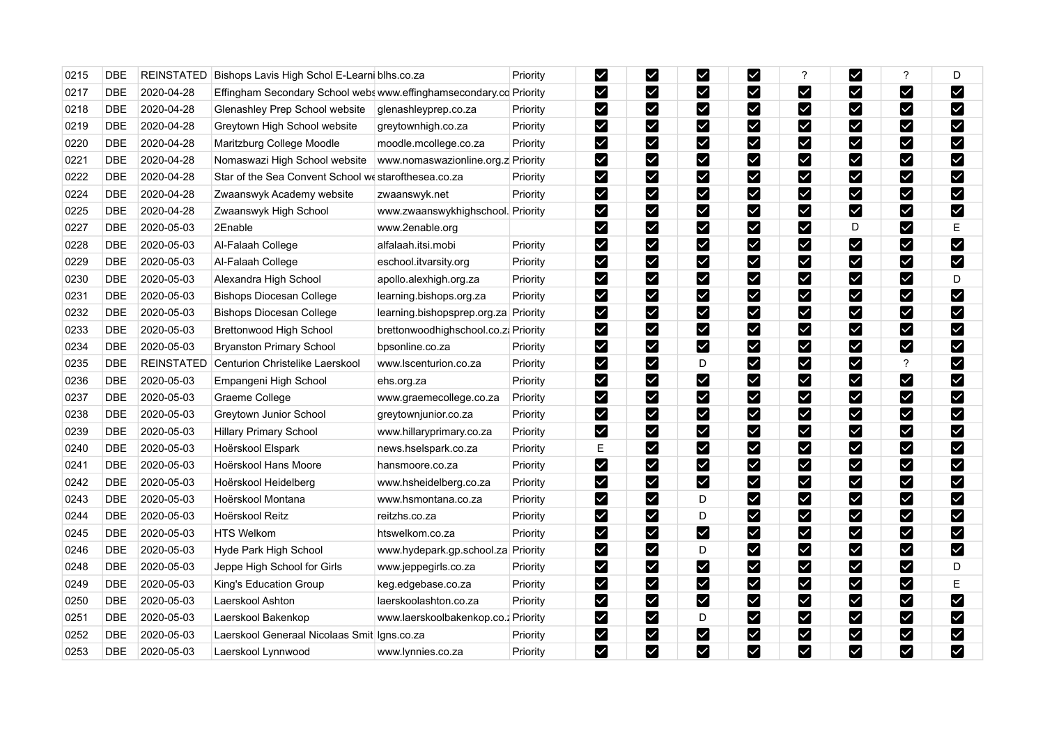| 0215 | DBE | REINSTATED | Bishops Lavis High Schol E-Learni | blhs.co.za | Priority | ☑ | ☑ | ☑ | ☑ | ? | ☑ | ? | D |
|---|---|---|---|---|---|---|---|---|---|---|---|---|---|
| 0217 | DBE | 2020-04-28 | Effingham Secondary School webs | www.effinghamsecondary.co | Priority | ☑ | ☑ | ☑ | ☑ | ☑ | ☑ | ☑ | ☑ |
| 0218 | DBE | 2020-04-28 | Glenashley Prep School website | glenashleyprep.co.za | Priority | ☑ | ☑ | ☑ | ☑ | ☑ | ☑ | ☑ | ☑ |
| 0219 | DBE | 2020-04-28 | Greytown High School website | greytownhigh.co.za | Priority | ☑ | ☑ | ☑ | ☑ | ☑ | ☑ | ☑ | ☑ |
| 0220 | DBE | 2020-04-28 | Maritzburg College Moodle | moodle.mcollege.co.za | Priority | ☑ | ☑ | ☑ | ☑ | ☑ | ☑ | ☑ | ☑ |
| 0221 | DBE | 2020-04-28 | Nomaswazi High School website | www.nomaswazionline.org.z | Priority | ☑ | ☑ | ☑ | ☑ | ☑ | ☑ | ☑ | ☑ |
| 0222 | DBE | 2020-04-28 | Star of the Sea Convent School we | starofthesea.co.za | Priority | ☑ | ☑ | ☑ | ☑ | ☑ | ☑ | ☑ | ☑ |
| 0224 | DBE | 2020-04-28 | Zwaanswyk Academy website | zwaanswyk.net | Priority | ☑ | ☑ | ☑ | ☑ | ☑ | ☑ | ☑ | ☑ |
| 0225 | DBE | 2020-04-28 | Zwaanswyk High School | www.zwaanswykhighschool. | Priority | ☑ | ☑ | ☑ | ☑ | ☑ | ☑ | ☑ | ☑ |
| 0227 | DBE | 2020-05-03 | 2Enable | www.2enable.org | | ☑ | ☑ | ☑ | ☑ | ☑ | D | ☑ | E |
| 0228 | DBE | 2020-05-03 | Al-Falaah College | alfalaah.itsi.mobi | Priority | ☑ | ☑ | ☑ | ☑ | ☑ | ☑ | ☑ | ☑ |
| 0229 | DBE | 2020-05-03 | Al-Falaah College | eschool.itvarsity.org | Priority | ☑ | ☑ | ☑ | ☑ | ☑ | ☑ | ☑ | ☑ |
| 0230 | DBE | 2020-05-03 | Alexandra High School | apollo.alexhigh.org.za | Priority | ☑ | ☑ | ☑ | ☑ | ☑ | ☑ | ☑ | D |
| 0231 | DBE | 2020-05-03 | Bishops Diocesan College | learning.bishops.org.za | Priority | ☑ | ☑ | ☑ | ☑ | ☑ | ☑ | ☑ | ☑ |
| 0232 | DBE | 2020-05-03 | Bishops Diocesan College | learning.bishopsprep.org.za | Priority | ☑ | ☑ | ☑ | ☑ | ☑ | ☑ | ☑ | ☑ |
| 0233 | DBE | 2020-05-03 | Brettonwood High School | brettonwoodhighschool.co.z | Priority | ☑ | ☑ | ☑ | ☑ | ☑ | ☑ | ☑ | ☑ |
| 0234 | DBE | 2020-05-03 | Bryanston Primary School | bpsonline.co.za | Priority | ☑ | ☑ | ☑ | ☑ | ☑ | ☑ | ☑ | ☑ |
| 0235 | DBE | REINSTATED | Centurion Christelike Laerskool | www.lscenturion.co.za | Priority | ☑ | ☑ | D | ☑ | ☑ | ☑ | ? | ☑ |
| 0236 | DBE | 2020-05-03 | Empangeni High School | ehs.org.za | Priority | ☑ | ☑ | ☑ | ☑ | ☑ | ☑ | ☑ | ☑ |
| 0237 | DBE | 2020-05-03 | Graeme College | www.graemecollege.co.za | Priority | ☑ | ☑ | ☑ | ☑ | ☑ | ☑ | ☑ | ☑ |
| 0238 | DBE | 2020-05-03 | Greytown Junior School | greytownjunior.co.za | Priority | ☑ | ☑ | ☑ | ☑ | ☑ | ☑ | ☑ | ☑ |
| 0239 | DBE | 2020-05-03 | Hillary Primary School | www.hillaryprimary.co.za | Priority | ☑ | ☑ | ☑ | ☑ | ☑ | ☑ | ☑ | ☑ |
| 0240 | DBE | 2020-05-03 | Hoërskool Elspark | news.hselspark.co.za | Priority | E | ☑ | ☑ | ☑ | ☑ | ☑ | ☑ | ☑ |
| 0241 | DBE | 2020-05-03 | Hoërskool Hans Moore | hansmoore.co.za | Priority | ☑ | ☑ | ☑ | ☑ | ☑ | ☑ | ☑ | ☑ |
| 0242 | DBE | 2020-05-03 | Hoërskool Heidelberg | www.hsheidelberg.co.za | Priority | ☑ | ☑ | ☑ | ☑ | ☑ | ☑ | ☑ | ☑ |
| 0243 | DBE | 2020-05-03 | Hoërskool Montana | www.hsmontana.co.za | Priority | ☑ | ☑ | D | ☑ | ☑ | ☑ | ☑ | ☑ |
| 0244 | DBE | 2020-05-03 | Hoërskool Reitz | reitzhs.co.za | Priority | ☑ | ☑ | D | ☑ | ☑ | ☑ | ☑ | ☑ |
| 0245 | DBE | 2020-05-03 | HTS Welkom | htswelkom.co.za | Priority | ☑ | ☑ | ☑ | ☑ | ☑ | ☑ | ☑ | ☑ |
| 0246 | DBE | 2020-05-03 | Hyde Park High School | www.hydepark.gp.school.za | Priority | ☑ | ☑ | D | ☑ | ☑ | ☑ | ☑ | ☑ |
| 0248 | DBE | 2020-05-03 | Jeppe High School for Girls | www.jeppegirls.co.za | Priority | ☑ | ☑ | ☑ | ☑ | ☑ | ☑ | ☑ | D |
| 0249 | DBE | 2020-05-03 | King's Education Group | keg.edgebase.co.za | Priority | ☑ | ☑ | ☑ | ☑ | ☑ | ☑ | ☑ | E |
| 0250 | DBE | 2020-05-03 | Laerskool Ashton | laerskoolashton.co.za | Priority | ☑ | ☑ | ☑ | ☑ | ☑ | ☑ | ☑ | ☑ |
| 0251 | DBE | 2020-05-03 | Laerskool Bakenkop | www.laerskoolbakenkop.co.z | Priority | ☑ | ☑ | D | ☑ | ☑ | ☑ | ☑ | ☑ |
| 0252 | DBE | 2020-05-03 | Laerskool Generaal Nicolaas Smit | lgns.co.za | Priority | ☑ | ☑ | ☑ | ☑ | ☑ | ☑ | ☑ | ☑ |
| 0253 | DBE | 2020-05-03 | Laerskool Lynnwood | www.lynnies.co.za | Priority | ☑ | ☑ | ☑ | ☑ | ☑ | ☑ | ☑ | ☑ |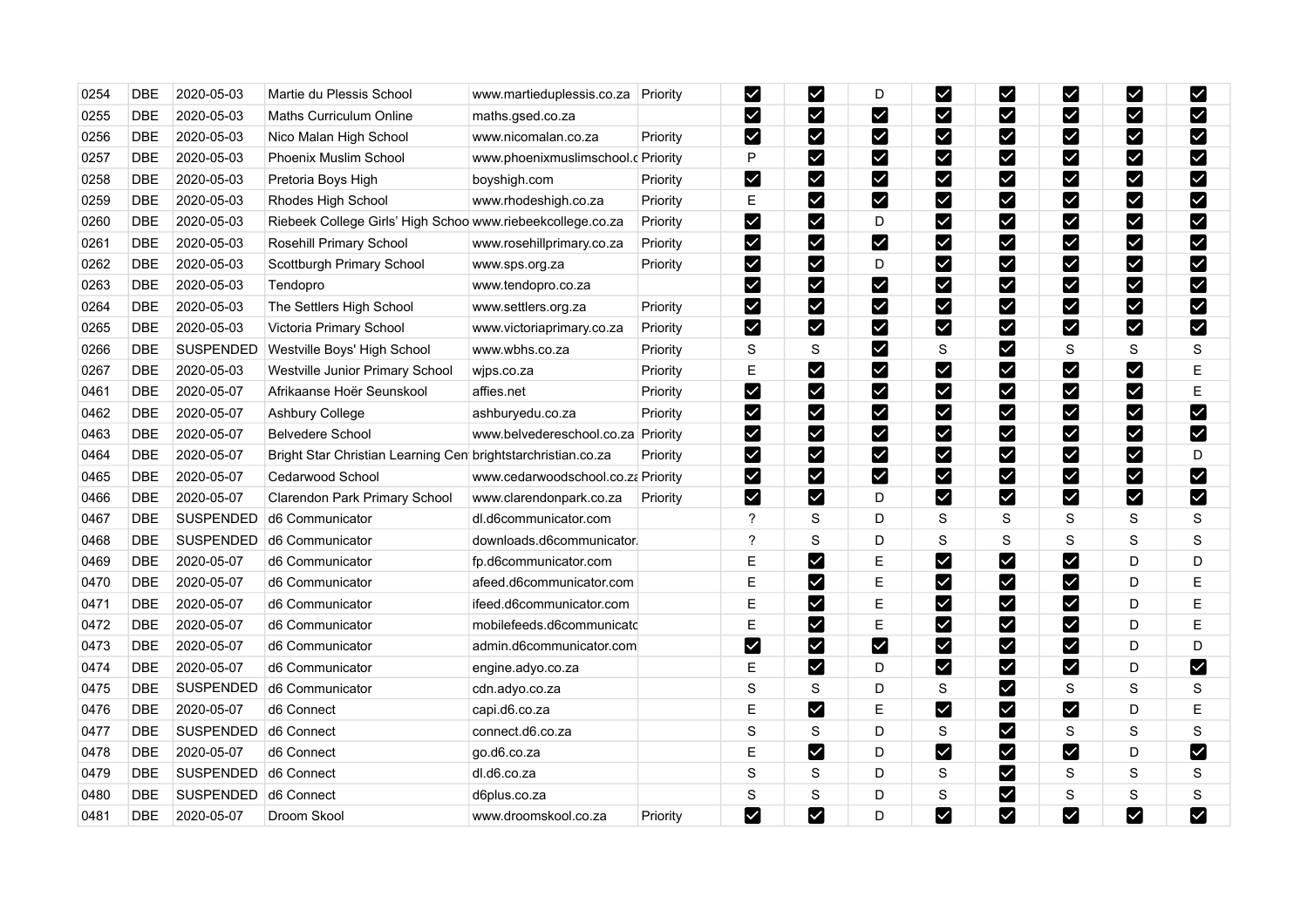| | | | | | | | | | | | | | | |
|---|---|---|---|---|---|---|---|---|---|---|---|---|---|---|
| 0254 | DBE | 2020-05-03 | Martie du Plessis School | www.martieduplessis.co.za | Priority | ☑ | ☑ | D | ☑ | ☑ | ☑ | ☑ | ☑ |
| 0255 | DBE | 2020-05-03 | Maths Curriculum Online | maths.gsed.co.za | | ☑ | ☑ | ☑ | ☑ | ☑ | ☑ | ☑ | ☑ |
| 0256 | DBE | 2020-05-03 | Nico Malan High School | www.nicomalan.co.za | Priority | ☑ | ☑ | ☑ | ☑ | ☑ | ☑ | ☑ | ☑ |
| 0257 | DBE | 2020-05-03 | Phoenix Muslim School | www.phoenixmuslimschool.c | Priority | P | ☑ | ☑ | ☑ | ☑ | ☑ | ☑ | ☑ |
| 0258 | DBE | 2020-05-03 | Pretoria Boys High | boyshigh.com | Priority | ☑ | ☑ | ☑ | ☑ | ☑ | ☑ | ☑ | ☑ |
| 0259 | DBE | 2020-05-03 | Rhodes High School | www.rhodeshigh.co.za | Priority | E | ☑ | ☑ | ☑ | ☑ | ☑ | ☑ | ☑ |
| 0260 | DBE | 2020-05-03 | Riebeek College Girls' High Schoo | www.riebeekcollege.co.za | Priority | ☑ | ☑ | D | ☑ | ☑ | ☑ | ☑ | ☑ |
| 0261 | DBE | 2020-05-03 | Rosehill Primary School | www.rosehillprimary.co.za | Priority | ☑ | ☑ | ☑ | ☑ | ☑ | ☑ | ☑ | ☑ |
| 0262 | DBE | 2020-05-03 | Scottburgh Primary School | www.sps.org.za | Priority | ☑ | ☑ | D | ☑ | ☑ | ☑ | ☑ | ☑ |
| 0263 | DBE | 2020-05-03 | Tendopro | www.tendopro.co.za | | ☑ | ☑ | ☑ | ☑ | ☑ | ☑ | ☑ | ☑ |
| 0264 | DBE | 2020-05-03 | The Settlers High School | www.settlers.org.za | Priority | ☑ | ☑ | ☑ | ☑ | ☑ | ☑ | ☑ | ☑ |
| 0265 | DBE | 2020-05-03 | Victoria Primary School | www.victoriaprimary.co.za | Priority | ☑ | ☑ | ☑ | ☑ | ☑ | ☑ | ☑ | ☑ |
| 0266 | DBE | SUSPENDED | Westville Boys' High School | www.wbhs.co.za | Priority | S | S | ☑ | S | ☑ | S | S | S |
| 0267 | DBE | 2020-05-03 | Westville Junior Primary School | wjps.co.za | Priority | E | ☑ | ☑ | ☑ | ☑ | ☑ | ☑ | E |
| 0461 | DBE | 2020-05-07 | Afrikaanse Hoër Seunskool | affies.net | Priority | ☑ | ☑ | ☑ | ☑ | ☑ | ☑ | ☑ | E |
| 0462 | DBE | 2020-05-07 | Ashbury College | ashburyedu.co.za | Priority | ☑ | ☑ | ☑ | ☑ | ☑ | ☑ | ☑ | ☑ |
| 0463 | DBE | 2020-05-07 | Belvedere School | www.belvedereschool.co.za | Priority | ☑ | ☑ | ☑ | ☑ | ☑ | ☑ | ☑ | ☑ |
| 0464 | DBE | 2020-05-07 | Bright Star Christian Learning Cen | brightstarchristian.co.za | Priority | ☑ | ☑ | ☑ | ☑ | ☑ | ☑ | ☑ | D |
| 0465 | DBE | 2020-05-07 | Cedarwood School | www.cedarwoodschool.co.za | Priority | ☑ | ☑ | ☑ | ☑ | ☑ | ☑ | ☑ | ☑ |
| 0466 | DBE | 2020-05-07 | Clarendon Park Primary School | www.clarendonpark.co.za | Priority | ☑ | ☑ | D | ☑ | ☑ | ☑ | ☑ | ☑ |
| 0467 | DBE | SUSPENDED | d6 Communicator | dl.d6communicator.com | | ? | S | D | S | S | S | S | S |
| 0468 | DBE | SUSPENDED | d6 Communicator | downloads.d6communicator. | | ? | S | D | S | S | S | S | S |
| 0469 | DBE | 2020-05-07 | d6 Communicator | fp.d6communicator.com | | E | ☑ | E | ☑ | ☑ | ☑ | D | D |
| 0470 | DBE | 2020-05-07 | d6 Communicator | afeed.d6communicator.com | | E | ☑ | E | ☑ | ☑ | ☑ | D | E |
| 0471 | DBE | 2020-05-07 | d6 Communicator | ifeed.d6communicator.com | | E | ☑ | E | ☑ | ☑ | ☑ | D | E |
| 0472 | DBE | 2020-05-07 | d6 Communicator | mobilefeeds.d6communicato | | E | ☑ | E | ☑ | ☑ | ☑ | D | E |
| 0473 | DBE | 2020-05-07 | d6 Communicator | admin.d6communicator.com | | ☑ | ☑ | ☑ | ☑ | ☑ | ☑ | D | D |
| 0474 | DBE | 2020-05-07 | d6 Communicator | engine.adyo.co.za | | E | ☑ | D | ☑ | ☑ | ☑ | D | ☑ |
| 0475 | DBE | SUSPENDED | d6 Communicator | cdn.adyo.co.za | | S | S | D | S | ☑ | S | S | S |
| 0476 | DBE | 2020-05-07 | d6 Connect | capi.d6.co.za | | E | ☑ | E | ☑ | ☑ | ☑ | D | E |
| 0477 | DBE | SUSPENDED | d6 Connect | connect.d6.co.za | | S | S | D | S | ☑ | S | S | S |
| 0478 | DBE | 2020-05-07 | d6 Connect | go.d6.co.za | | E | ☑ | D | ☑ | ☑ | ☑ | D | ☑ |
| 0479 | DBE | SUSPENDED | d6 Connect | dl.d6.co.za | | S | S | D | S | ☑ | S | S | S |
| 0480 | DBE | SUSPENDED | d6 Connect | d6plus.co.za | | S | S | D | S | ☑ | S | S | S |
| 0481 | DBE | 2020-05-07 | Droom Skool | www.droomskool.co.za | Priority | ☑ | ☑ | D | ☑ | ☑ | ☑ | ☑ | ☑ |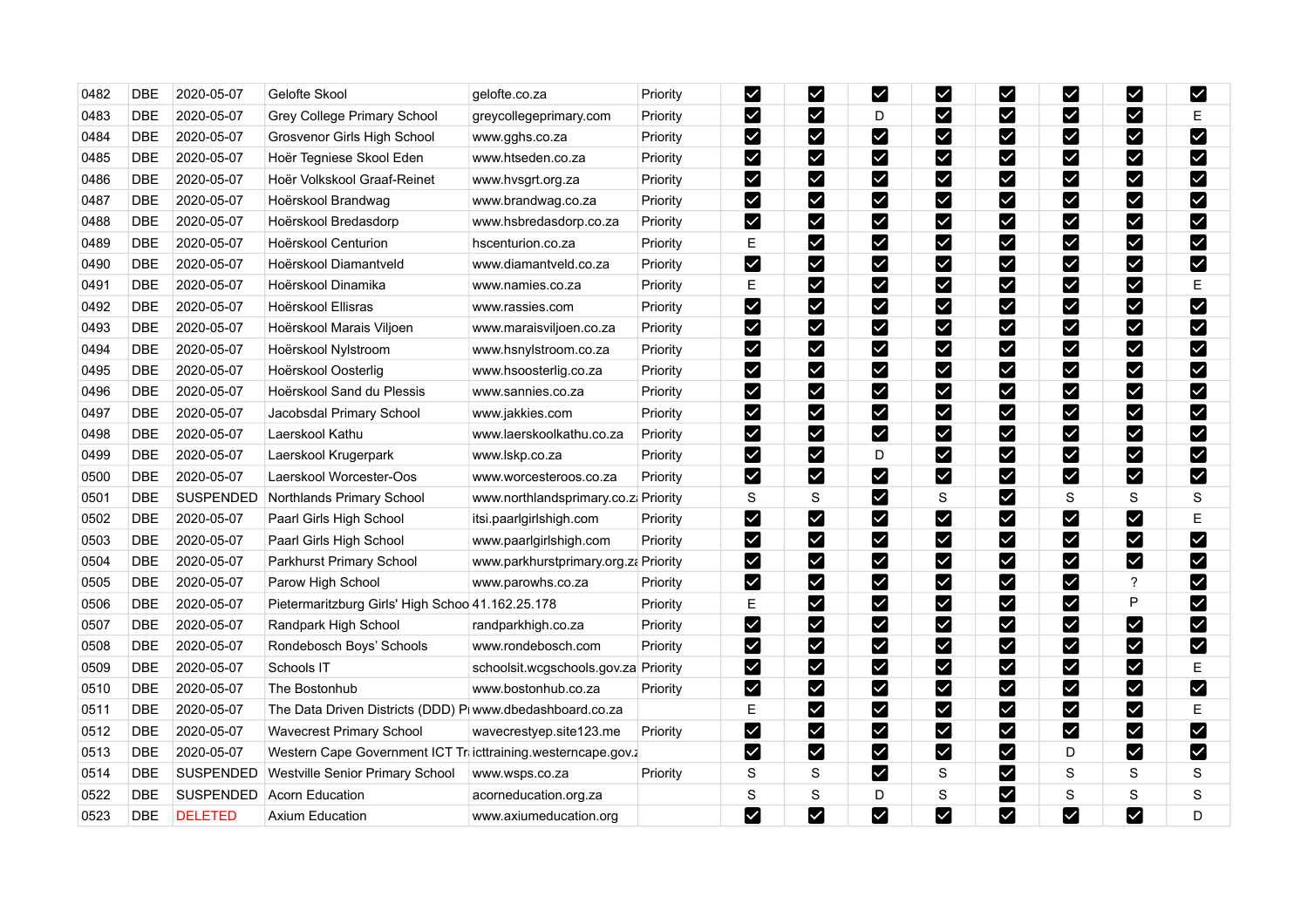| | | | | | | | | | | | | | |
|---|---|---|---|---|---|---|---|---|---|---|---|---|---|
| 0482 | DBE | 2020-05-07 | Gelofte Skool | gelofte.co.za | Priority | ☑ | ☑ | ☑ | ☑ | ☑ | ☑ | ☑ | ☑ |
| 0483 | DBE | 2020-05-07 | Grey College Primary School | greycollegeprimary.com | Priority | ☑ | ☑ | D | ☑ | ☑ | ☑ | ☑ | E |
| 0484 | DBE | 2020-05-07 | Grosvenor Girls High School | www.gghs.co.za | Priority | ☑ | ☑ | ☑ | ☑ | ☑ | ☑ | ☑ | ☑ |
| 0485 | DBE | 2020-05-07 | Hoër Tegniese Skool Eden | www.htseden.co.za | Priority | ☑ | ☑ | ☑ | ☑ | ☑ | ☑ | ☑ | ☑ |
| 0486 | DBE | 2020-05-07 | Hoër Volkskool Graaf-Reinet | www.hvsgrt.org.za | Priority | ☑ | ☑ | ☑ | ☑ | ☑ | ☑ | ☑ | ☑ |
| 0487 | DBE | 2020-05-07 | Hoërskool Brandwag | www.brandwag.co.za | Priority | ☑ | ☑ | ☑ | ☑ | ☑ | ☑ | ☑ | ☑ |
| 0488 | DBE | 2020-05-07 | Hoërskool Bredasdorp | www.hsbredasdorp.co.za | Priority | ☑ | ☑ | ☑ | ☑ | ☑ | ☑ | ☑ | ☑ |
| 0489 | DBE | 2020-05-07 | Hoërskool Centurion | hscenturion.co.za | Priority | E | ☑ | ☑ | ☑ | ☑ | ☑ | ☑ | ☑ |
| 0490 | DBE | 2020-05-07 | Hoërskool Diamantveld | www.diamantveld.co.za | Priority | ☑ | ☑ | ☑ | ☑ | ☑ | ☑ | ☑ | ☑ |
| 0491 | DBE | 2020-05-07 | Hoërskool Dinamika | www.namies.co.za | Priority | E | ☑ | ☑ | ☑ | ☑ | ☑ | ☑ | E |
| 0492 | DBE | 2020-05-07 | Hoërskool Ellisras | www.rassies.com | Priority | ☑ | ☑ | ☑ | ☑ | ☑ | ☑ | ☑ | ☑ |
| 0493 | DBE | 2020-05-07 | Hoërskool Marais Viljoen | www.maraisviljoen.co.za | Priority | ☑ | ☑ | ☑ | ☑ | ☑ | ☑ | ☑ | ☑ |
| 0494 | DBE | 2020-05-07 | Hoërskool Nylstroom | www.hsnylstroom.co.za | Priority | ☑ | ☑ | ☑ | ☑ | ☑ | ☑ | ☑ | ☑ |
| 0495 | DBE | 2020-05-07 | Hoërskool Oosterlig | www.hsoosterlig.co.za | Priority | ☑ | ☑ | ☑ | ☑ | ☑ | ☑ | ☑ | ☑ |
| 0496 | DBE | 2020-05-07 | Hoërskool Sand du Plessis | www.sannies.co.za | Priority | ☑ | ☑ | ☑ | ☑ | ☑ | ☑ | ☑ | ☑ |
| 0497 | DBE | 2020-05-07 | Jacobsdal Primary School | www.jakkies.com | Priority | ☑ | ☑ | ☑ | ☑ | ☑ | ☑ | ☑ | ☑ |
| 0498 | DBE | 2020-05-07 | Laerskool Kathu | www.laerskoolkathu.co.za | Priority | ☑ | ☑ | ☑ | ☑ | ☑ | ☑ | ☑ | ☑ |
| 0499 | DBE | 2020-05-07 | Laerskool Krugerpark | www.lskp.co.za | Priority | ☑ | ☑ | D | ☑ | ☑ | ☑ | ☑ | ☑ |
| 0500 | DBE | 2020-05-07 | Laerskool Worcester-Oos | www.worcesteroos.co.za | Priority | ☑ | ☑ | ☑ | ☑ | ☑ | ☑ | ☑ | ☑ |
| 0501 | DBE | SUSPENDED | Northlands Primary School | www.northlandsprimary.co.za | Priority | S | S | ☑ | S | ☑ | S | S | S |
| 0502 | DBE | 2020-05-07 | Paarl Girls High School | itsi.paarlgirlshigh.com | Priority | ☑ | ☑ | ☑ | ☑ | ☑ | ☑ | ☑ | E |
| 0503 | DBE | 2020-05-07 | Paarl Girls High School | www.paarlgirlshigh.com | Priority | ☑ | ☑ | ☑ | ☑ | ☑ | ☑ | ☑ | ☑ |
| 0504 | DBE | 2020-05-07 | Parkhurst Primary School | www.parkhurstprimary.org.za | Priority | ☑ | ☑ | ☑ | ☑ | ☑ | ☑ | ☑ | ☑ |
| 0505 | DBE | 2020-05-07 | Parow High School | www.parowhs.co.za | Priority | ☑ | ☑ | ☑ | ☑ | ☑ | ☑ | ? | ☑ |
| 0506 | DBE | 2020-05-07 | Pietermaritzburg Girls' High School | 41.162.25.178 | Priority | E | ☑ | ☑ | ☑ | ☑ | ☑ | P | ☑ |
| 0507 | DBE | 2020-05-07 | Randpark High School | randparkhigh.co.za | Priority | ☑ | ☑ | ☑ | ☑ | ☑ | ☑ | ☑ | ☑ |
| 0508 | DBE | 2020-05-07 | Rondebosch Boys' Schools | www.rondebosch.com | Priority | ☑ | ☑ | ☑ | ☑ | ☑ | ☑ | ☑ | ☑ |
| 0509 | DBE | 2020-05-07 | Schools IT | schoolsit.wcgschools.gov.za | Priority | ☑ | ☑ | ☑ | ☑ | ☑ | ☑ | ☑ | E |
| 0510 | DBE | 2020-05-07 | The Bostonhub | www.bostonhub.co.za | Priority | ☑ | ☑ | ☑ | ☑ | ☑ | ☑ | ☑ | ☑ |
| 0511 | DBE | 2020-05-07 | The Data Driven Districts (DDD) Pr | www.dbedashboard.co.za | | E | ☑ | ☑ | ☑ | ☑ | ☑ | ☑ | E |
| 0512 | DBE | 2020-05-07 | Wavecrest Primary School | wavecrestyep.site123.me | Priority | ☑ | ☑ | ☑ | ☑ | ☑ | ☑ | ☑ | ☑ |
| 0513 | DBE | 2020-05-07 | Western Cape Government ICT Tr | icttraining.westerncape.gov.z | | ☑ | ☑ | ☑ | ☑ | ☑ | D | ☑ | ☑ |
| 0514 | DBE | SUSPENDED | Westville Senior Primary School | www.wsps.co.za | Priority | S | S | ☑ | S | ☑ | S | S | S |
| 0522 | DBE | SUSPENDED | Acorn Education | acorneducation.org.za | | S | S | D | S | ☑ | S | S | S |
| 0523 | DBE | DELETED | Axium Education | www.axiumeducation.org | | ☑ | ☑ | ☑ | ☑ | ☑ | ☑ | ☑ | D |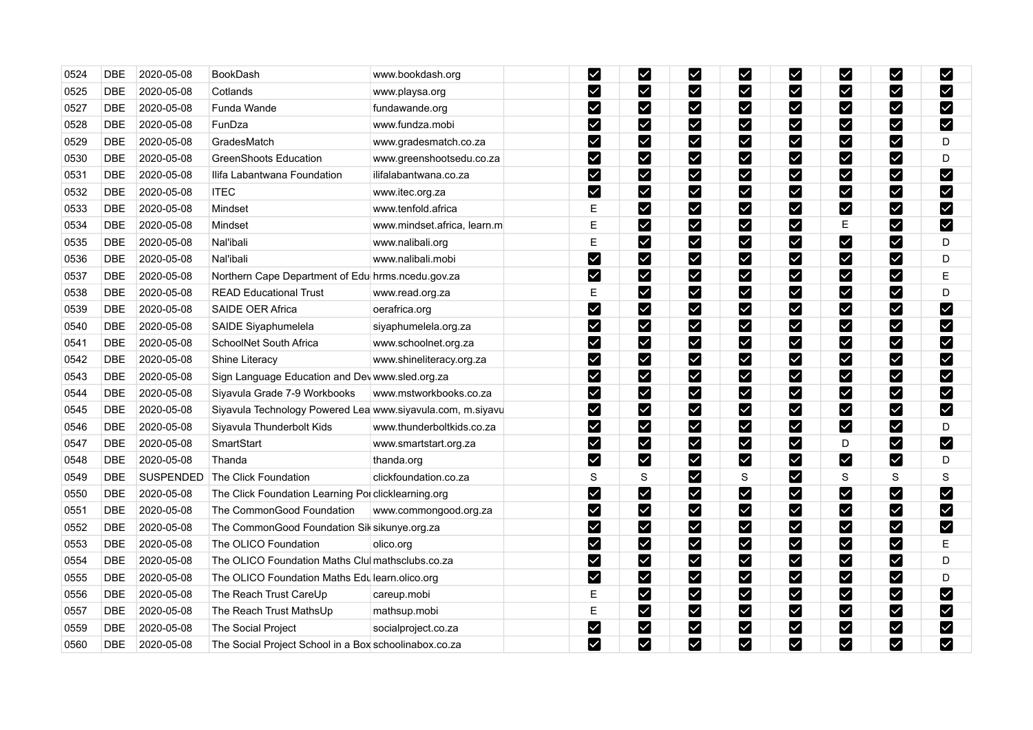| | | | | | | | | | | | | | |
|---|---|---|---|---|---|---|---|---|---|---|---|---|---|
| 0524 | DBE | 2020-05-08 | BookDash | www.bookdash.org | | ☑ | ☑ | ☑ | ☑ | ☑ | ☑ | ☑ | ☑ |
| 0525 | DBE | 2020-05-08 | Cotlands | www.playsa.org | | ☑ | ☑ | ☑ | ☑ | ☑ | ☑ | ☑ | ☑ |
| 0527 | DBE | 2020-05-08 | Funda Wande | fundawande.org | | ☑ | ☑ | ☑ | ☑ | ☑ | ☑ | ☑ | ☑ |
| 0528 | DBE | 2020-05-08 | FunDza | www.fundza.mobi | | ☑ | ☑ | ☑ | ☑ | ☑ | ☑ | ☑ | ☑ |
| 0529 | DBE | 2020-05-08 | GradesMatch | www.gradesmatch.co.za | | ☑ | ☑ | ☑ | ☑ | ☑ | ☑ | ☑ | D |
| 0530 | DBE | 2020-05-08 | GreenShoots Education | www.greenshootsedu.co.za | | ☑ | ☑ | ☑ | ☑ | ☑ | ☑ | ☑ | D |
| 0531 | DBE | 2020-05-08 | Ilifa Labantwana Foundation | ilifalabantwana.co.za | | ☑ | ☑ | ☑ | ☑ | ☑ | ☑ | ☑ | ☑ |
| 0532 | DBE | 2020-05-08 | ITEC | www.itec.org.za | | ☑ | ☑ | ☑ | ☑ | ☑ | ☑ | ☑ | ☑ |
| 0533 | DBE | 2020-05-08 | Mindset | www.tenfold.africa | | E | ☑ | ☑ | ☑ | ☑ | ☑ | ☑ | ☑ |
| 0534 | DBE | 2020-05-08 | Mindset | www.mindset.africa, learn.m | | E | ☑ | ☑ | ☑ | ☑ | E | ☑ | ☑ |
| 0535 | DBE | 2020-05-08 | Nal'ibali | www.nalibali.org | | E | ☑ | ☑ | ☑ | ☑ | ☑ | ☑ | D |
| 0536 | DBE | 2020-05-08 | Nal'ibali | www.nalibali.mobi | | ☑ | ☑ | ☑ | ☑ | ☑ | ☑ | ☑ | D |
| 0537 | DBE | 2020-05-08 | Northern Cape Department of Edu | hrms.ncedu.gov.za | | ☑ | ☑ | ☑ | ☑ | ☑ | ☑ | ☑ | E |
| 0538 | DBE | 2020-05-08 | READ Educational Trust | www.read.org.za | | E | ☑ | ☑ | ☑ | ☑ | ☑ | ☑ | D |
| 0539 | DBE | 2020-05-08 | SAIDE OER Africa | oerafrica.org | | ☑ | ☑ | ☑ | ☑ | ☑ | ☑ | ☑ | ☑ |
| 0540 | DBE | 2020-05-08 | SAIDE Siyaphumelela | siyaphumelela.org.za | | ☑ | ☑ | ☑ | ☑ | ☑ | ☑ | ☑ | ☑ |
| 0541 | DBE | 2020-05-08 | SchoolNet South Africa | www.schoolnet.org.za | | ☑ | ☑ | ☑ | ☑ | ☑ | ☑ | ☑ | ☑ |
| 0542 | DBE | 2020-05-08 | Shine Literacy | www.shineliteracy.org.za | | ☑ | ☑ | ☑ | ☑ | ☑ | ☑ | ☑ | ☑ |
| 0543 | DBE | 2020-05-08 | Sign Language Education and Dev | www.sled.org.za | | ☑ | ☑ | ☑ | ☑ | ☑ | ☑ | ☑ | ☑ |
| 0544 | DBE | 2020-05-08 | Siyavula Grade 7-9 Workbooks | www.mstworkbooks.co.za | | ☑ | ☑ | ☑ | ☑ | ☑ | ☑ | ☑ | ☑ |
| 0545 | DBE | 2020-05-08 | Siyavula Technology Powered Lea | www.siyavula.com, m.siyavu | | ☑ | ☑ | ☑ | ☑ | ☑ | ☑ | ☑ | ☑ |
| 0546 | DBE | 2020-05-08 | Siyavula Thunderbolt Kids | www.thunderboltkids.co.za | | ☑ | ☑ | ☑ | ☑ | ☑ | ☑ | ☑ | D |
| 0547 | DBE | 2020-05-08 | SmartStart | www.smartstart.org.za | | ☑ | ☑ | ☑ | ☑ | ☑ | D | ☑ | ☑ |
| 0548 | DBE | 2020-05-08 | Thanda | thanda.org | | ☑ | ☑ | ☑ | ☑ | ☑ | ☑ | ☑ | D |
| 0549 | DBE | SUSPENDED | The Click Foundation | clickfoundation.co.za | | S | S | ☑ | S | ☑ | S | S | S |
| 0550 | DBE | 2020-05-08 | The Click Foundation Learning Por | clicklearning.org | | ☑ | ☑ | ☑ | ☑ | ☑ | ☑ | ☑ | ☑ |
| 0551 | DBE | 2020-05-08 | The CommonGood Foundation | www.commongood.org.za | | ☑ | ☑ | ☑ | ☑ | ☑ | ☑ | ☑ | ☑ |
| 0552 | DBE | 2020-05-08 | The CommonGood Foundation Sik | sikunye.org.za | | ☑ | ☑ | ☑ | ☑ | ☑ | ☑ | ☑ | ☑ |
| 0553 | DBE | 2020-05-08 | The OLICO Foundation | olico.org | | ☑ | ☑ | ☑ | ☑ | ☑ | ☑ | ☑ | E |
| 0554 | DBE | 2020-05-08 | The OLICO Foundation Maths Clul | mathsclubs.co.za | | ☑ | ☑ | ☑ | ☑ | ☑ | ☑ | ☑ | D |
| 0555 | DBE | 2020-05-08 | The OLICO Foundation Maths Edu | learn.olico.org | | ☑ | ☑ | ☑ | ☑ | ☑ | ☑ | ☑ | D |
| 0556 | DBE | 2020-05-08 | The Reach Trust CareUp | careup.mobi | | E | ☑ | ☑ | ☑ | ☑ | ☑ | ☑ | ☑ |
| 0557 | DBE | 2020-05-08 | The Reach Trust MathsUp | mathsup.mobi | | E | ☑ | ☑ | ☑ | ☑ | ☑ | ☑ | ☑ |
| 0559 | DBE | 2020-05-08 | The Social Project | socialproject.co.za | | ☑ | ☑ | ☑ | ☑ | ☑ | ☑ | ☑ | ☑ |
| 0560 | DBE | 2020-05-08 | The Social Project School in a Box | schoolinabox.co.za | | ☑ | ☑ | ☑ | ☑ | ☑ | ☑ | ☑ | ☑ |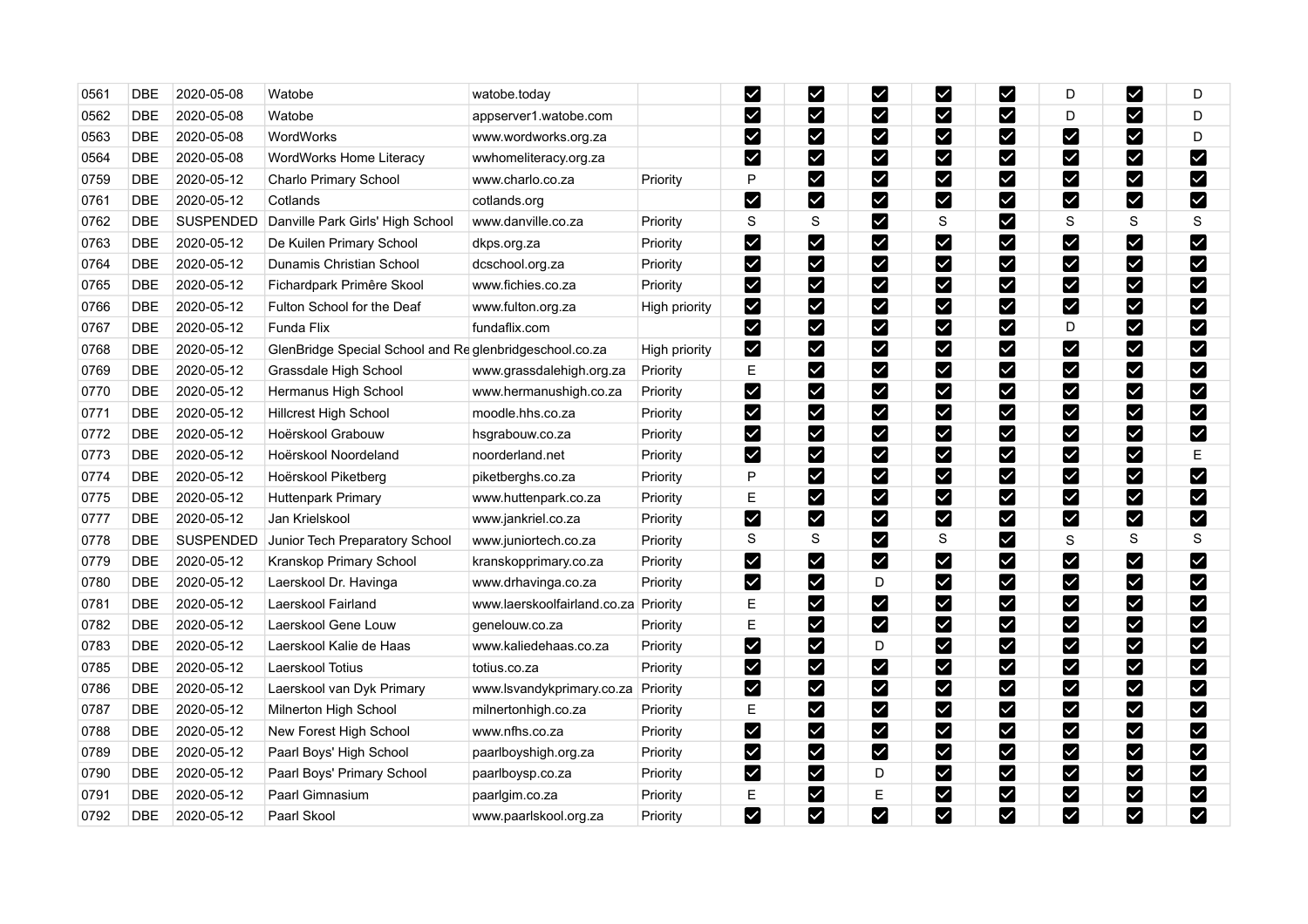| | | | | | | | | | | | | | |
|---|---|---|---|---|---|---|---|---|---|---|---|---|---|
| 0561 | DBE | 2020-05-08 | Watobe | watobe.today | | ☑ | ☑ | ☑ | ☑ | ☑ | D | ☑ | D |
| 0562 | DBE | 2020-05-08 | Watobe | appserver1.watobe.com | | ☑ | ☑ | ☑ | ☑ | ☑ | D | ☑ | D |
| 0563 | DBE | 2020-05-08 | WordWorks | www.wordworks.org.za | | ☑ | ☑ | ☑ | ☑ | ☑ | ☑ | ☑ | D |
| 0564 | DBE | 2020-05-08 | WordWorks Home Literacy | wwhomeliteracy.org.za | | ☑ | ☑ | ☑ | ☑ | ☑ | ☑ | ☑ | ☑ |
| 0759 | DBE | 2020-05-12 | Charlo Primary School | www.charlo.co.za | Priority | P | ☑ | ☑ | ☑ | ☑ | ☑ | ☑ | ☑ |
| 0761 | DBE | 2020-05-12 | Cotlands | cotlands.org | | ☑ | ☑ | ☑ | ☑ | ☑ | ☑ | ☑ | ☑ |
| 0762 | DBE | SUSPENDED | Danville Park Girls' High School | www.danville.co.za | Priority | S | S | ☑ | S | ☑ | S | S | S |
| 0763 | DBE | 2020-05-12 | De Kuilen Primary School | dkps.org.za | Priority | ☑ | ☑ | ☑ | ☑ | ☑ | ☑ | ☑ | ☑ |
| 0764 | DBE | 2020-05-12 | Dunamis Christian School | dcschool.org.za | Priority | ☑ | ☑ | ☑ | ☑ | ☑ | ☑ | ☑ | ☑ |
| 0765 | DBE | 2020-05-12 | Fichardpark Primêre Skool | www.fichies.co.za | Priority | ☑ | ☑ | ☑ | ☑ | ☑ | ☑ | ☑ | ☑ |
| 0766 | DBE | 2020-05-12 | Fulton School for the Deaf | www.fulton.org.za | High priority | ☑ | ☑ | ☑ | ☑ | ☑ | ☑ | ☑ | ☑ |
| 0767 | DBE | 2020-05-12 | Funda Flix | fundaflix.com | | ☑ | ☑ | ☑ | ☑ | ☑ | D | ☑ | ☑ |
| 0768 | DBE | 2020-05-12 | GlenBridge Special School and Re | glenbridgeschool.co.za | High priority | ☑ | ☑ | ☑ | ☑ | ☑ | ☑ | ☑ | ☑ |
| 0769 | DBE | 2020-05-12 | Grassdale High School | www.grassdalehigh.org.za | Priority | E | ☑ | ☑ | ☑ | ☑ | ☑ | ☑ | ☑ |
| 0770 | DBE | 2020-05-12 | Hermanus High School | www.hermanushigh.co.za | Priority | ☑ | ☑ | ☑ | ☑ | ☑ | ☑ | ☑ | ☑ |
| 0771 | DBE | 2020-05-12 | Hillcrest High School | moodle.hhs.co.za | Priority | ☑ | ☑ | ☑ | ☑ | ☑ | ☑ | ☑ | ☑ |
| 0772 | DBE | 2020-05-12 | Hoërskool Grabouw | hsgrabouw.co.za | Priority | ☑ | ☑ | ☑ | ☑ | ☑ | ☑ | ☑ | ☑ |
| 0773 | DBE | 2020-05-12 | Hoërskool Noordeland | noorderland.net | Priority | ☑ | ☑ | ☑ | ☑ | ☑ | ☑ | ☑ | E |
| 0774 | DBE | 2020-05-12 | Hoërskool Piketberg | piketberghs.co.za | Priority | P | ☑ | ☑ | ☑ | ☑ | ☑ | ☑ | ☑ |
| 0775 | DBE | 2020-05-12 | Huttenpark Primary | www.huttenpark.co.za | Priority | E | ☑ | ☑ | ☑ | ☑ | ☑ | ☑ | ☑ |
| 0777 | DBE | 2020-05-12 | Jan Krielskool | www.jankriel.co.za | Priority | ☑ | ☑ | ☑ | ☑ | ☑ | ☑ | ☑ | ☑ |
| 0778 | DBE | SUSPENDED | Junior Tech Preparatory School | www.juniortech.co.za | Priority | S | S | ☑ | S | ☑ | S | S | S |
| 0779 | DBE | 2020-05-12 | Kranskop Primary School | kranskopprimary.co.za | Priority | ☑ | ☑ | ☑ | ☑ | ☑ | ☑ | ☑ | ☑ |
| 0780 | DBE | 2020-05-12 | Laerskool Dr. Havinga | www.drhavinga.co.za | Priority | ☑ | ☑ | D | ☑ | ☑ | ☑ | ☑ | ☑ |
| 0781 | DBE | 2020-05-12 | Laerskool Fairland | www.laerskoolfairland.co.za | Priority | E | ☑ | ☑ | ☑ | ☑ | ☑ | ☑ | ☑ |
| 0782 | DBE | 2020-05-12 | Laerskool Gene Louw | genelouw.co.za | Priority | E | ☑ | ☑ | ☑ | ☑ | ☑ | ☑ | ☑ |
| 0783 | DBE | 2020-05-12 | Laerskool Kalie de Haas | www.kaliedehaas.co.za | Priority | ☑ | ☑ | D | ☑ | ☑ | ☑ | ☑ | ☑ |
| 0785 | DBE | 2020-05-12 | Laerskool Totius | totius.co.za | Priority | ☑ | ☑ | ☑ | ☑ | ☑ | ☑ | ☑ | ☑ |
| 0786 | DBE | 2020-05-12 | Laerskool van Dyk Primary | www.lsvandykprimary.co.za | Priority | ☑ | ☑ | ☑ | ☑ | ☑ | ☑ | ☑ | ☑ |
| 0787 | DBE | 2020-05-12 | Milnerton High School | milnertonhigh.co.za | Priority | E | ☑ | ☑ | ☑ | ☑ | ☑ | ☑ | ☑ |
| 0788 | DBE | 2020-05-12 | New Forest High School | www.nfhs.co.za | Priority | ☑ | ☑ | ☑ | ☑ | ☑ | ☑ | ☑ | ☑ |
| 0789 | DBE | 2020-05-12 | Paarl Boys' High School | paarlboyshigh.org.za | Priority | ☑ | ☑ | ☑ | ☑ | ☑ | ☑ | ☑ | ☑ |
| 0790 | DBE | 2020-05-12 | Paarl Boys' Primary School | paarlboysp.co.za | Priority | ☑ | ☑ | D | ☑ | ☑ | ☑ | ☑ | ☑ |
| 0791 | DBE | 2020-05-12 | Paarl Gimnasium | paarlgim.co.za | Priority | E | ☑ | E | ☑ | ☑ | ☑ | ☑ | ☑ |
| 0792 | DBE | 2020-05-12 | Paarl Skool | www.paarlskool.org.za | Priority | ☑ | ☑ | ☑ | ☑ | ☑ | ☑ | ☑ | ☑ |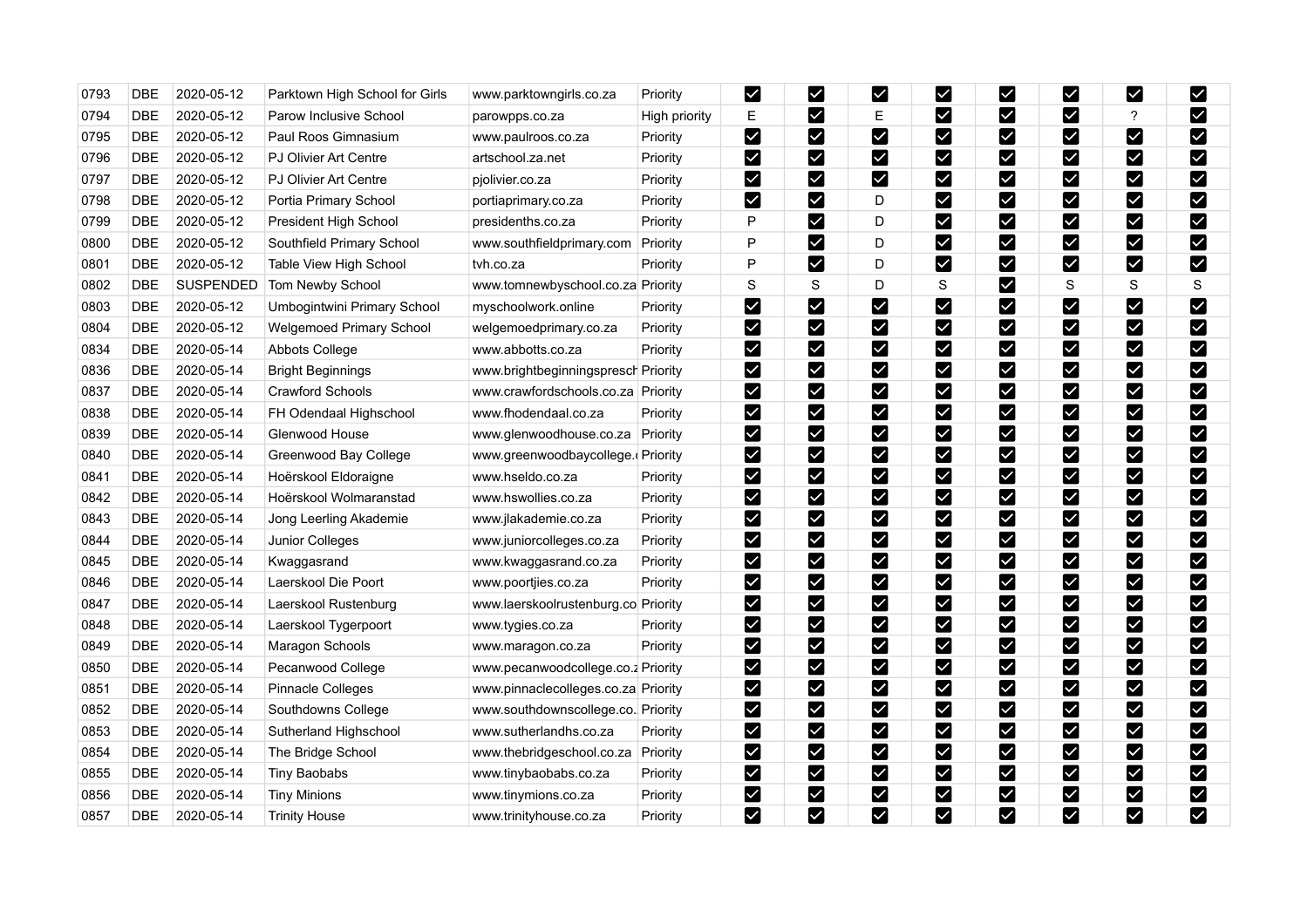| 0793 | DBE | 2020-05-12 | Parktown High School for Girls | www.parktowngirls.co.za | Priority | ☑ | ☑ | ☑ | ☑ | ☑ | ☑ | ☑ | ☑ |
|---|---|---|---|---|---|---|---|---|---|---|---|---|---|
| 0794 | DBE | 2020-05-12 | Parow Inclusive School | parowpps.co.za | High priority | E | ☑ | E | ☑ | ☑ | ☑ | ? | ☑ |
| 0795 | DBE | 2020-05-12 | Paul Roos Gimnasium | www.paulroos.co.za | Priority | ☑ | ☑ | ☑ | ☑ | ☑ | ☑ | ☑ | ☑ |
| 0796 | DBE | 2020-05-12 | PJ Olivier Art Centre | artschool.za.net | Priority | ☑ | ☑ | ☑ | ☑ | ☑ | ☑ | ☑ | ☑ |
| 0797 | DBE | 2020-05-12 | PJ Olivier Art Centre | pjolivier.co.za | Priority | ☑ | ☑ | ☑ | ☑ | ☑ | ☑ | ☑ | ☑ |
| 0798 | DBE | 2020-05-12 | Portia Primary School | portiaprimary.co.za | Priority | ☑ | ☑ | D | ☑ | ☑ | ☑ | ☑ | ☑ |
| 0799 | DBE | 2020-05-12 | President High School | presidenths.co.za | Priority | P | ☑ | D | ☑ | ☑ | ☑ | ☑ | ☑ |
| 0800 | DBE | 2020-05-12 | Southfield Primary School | www.southfieldprimary.com | Priority | P | ☑ | D | ☑ | ☑ | ☑ | ☑ | ☑ |
| 0801 | DBE | 2020-05-12 | Table View High School | tvh.co.za | Priority | P | ☑ | D | ☑ | ☑ | ☑ | ☑ | ☑ |
| 0802 | DBE | SUSPENDED | Tom Newby School | www.tomnewbyschool.co.za | Priority | S | S | D | S | ☑ | S | S | S |
| 0803 | DBE | 2020-05-12 | Umbogintwini Primary School | myschoolwork.online | Priority | ☑ | ☑ | ☑ | ☑ | ☑ | ☑ | ☑ | ☑ |
| 0804 | DBE | 2020-05-12 | Welgemoed Primary School | welgemoedprimary.co.za | Priority | ☑ | ☑ | ☑ | ☑ | ☑ | ☑ | ☑ | ☑ |
| 0834 | DBE | 2020-05-14 | Abbots College | www.abbotts.co.za | Priority | ☑ | ☑ | ☑ | ☑ | ☑ | ☑ | ☑ | ☑ |
| 0836 | DBE | 2020-05-14 | Bright Beginnings | www.brightbeginningspresch | Priority | ☑ | ☑ | ☑ | ☑ | ☑ | ☑ | ☑ | ☑ |
| 0837 | DBE | 2020-05-14 | Crawford Schools | www.crawfordschools.co.za | Priority | ☑ | ☑ | ☑ | ☑ | ☑ | ☑ | ☑ | ☑ |
| 0838 | DBE | 2020-05-14 | FH Odendaal Highschool | www.fhodendaal.co.za | Priority | ☑ | ☑ | ☑ | ☑ | ☑ | ☑ | ☑ | ☑ |
| 0839 | DBE | 2020-05-14 | Glenwood House | www.glenwoodhouse.co.za | Priority | ☑ | ☑ | ☑ | ☑ | ☑ | ☑ | ☑ | ☑ |
| 0840 | DBE | 2020-05-14 | Greenwood Bay College | www.greenwoodbaycollege. | Priority | ☑ | ☑ | ☑ | ☑ | ☑ | ☑ | ☑ | ☑ |
| 0841 | DBE | 2020-05-14 | Hoërskool Eldoraigne | www.hseldo.co.za | Priority | ☑ | ☑ | ☑ | ☑ | ☑ | ☑ | ☑ | ☑ |
| 0842 | DBE | 2020-05-14 | Hoërskool Wolmaranstad | www.hswollies.co.za | Priority | ☑ | ☑ | ☑ | ☑ | ☑ | ☑ | ☑ | ☑ |
| 0843 | DBE | 2020-05-14 | Jong Leerling Akademie | www.jlakademie.co.za | Priority | ☑ | ☑ | ☑ | ☑ | ☑ | ☑ | ☑ | ☑ |
| 0844 | DBE | 2020-05-14 | Junior Colleges | www.juniorcolleges.co.za | Priority | ☑ | ☑ | ☑ | ☑ | ☑ | ☑ | ☑ | ☑ |
| 0845 | DBE | 2020-05-14 | Kwaggasrand | www.kwaggasrand.co.za | Priority | ☑ | ☑ | ☑ | ☑ | ☑ | ☑ | ☑ | ☑ |
| 0846 | DBE | 2020-05-14 | Laerskool Die Poort | www.poortjies.co.za | Priority | ☑ | ☑ | ☑ | ☑ | ☑ | ☑ | ☑ | ☑ |
| 0847 | DBE | 2020-05-14 | Laerskool Rustenburg | www.laerskoolrustenburg.co | Priority | ☑ | ☑ | ☑ | ☑ | ☑ | ☑ | ☑ | ☑ |
| 0848 | DBE | 2020-05-14 | Laerskool Tygerpoort | www.tygies.co.za | Priority | ☑ | ☑ | ☑ | ☑ | ☑ | ☑ | ☑ | ☑ |
| 0849 | DBE | 2020-05-14 | Maragon Schools | www.maragon.co.za | Priority | ☑ | ☑ | ☑ | ☑ | ☑ | ☑ | ☑ | ☑ |
| 0850 | DBE | 2020-05-14 | Pecanwood College | www.pecanwoodcollege.co.z | Priority | ☑ | ☑ | ☑ | ☑ | ☑ | ☑ | ☑ | ☑ |
| 0851 | DBE | 2020-05-14 | Pinnacle Colleges | www.pinnaclecolleges.co.za | Priority | ☑ | ☑ | ☑ | ☑ | ☑ | ☑ | ☑ | ☑ |
| 0852 | DBE | 2020-05-14 | Southdowns College | www.southdownscollege.co. | Priority | ☑ | ☑ | ☑ | ☑ | ☑ | ☑ | ☑ | ☑ |
| 0853 | DBE | 2020-05-14 | Sutherland Highschool | www.sutherlandhs.co.za | Priority | ☑ | ☑ | ☑ | ☑ | ☑ | ☑ | ☑ | ☑ |
| 0854 | DBE | 2020-05-14 | The Bridge School | www.thebridgeschool.co.za | Priority | ☑ | ☑ | ☑ | ☑ | ☑ | ☑ | ☑ | ☑ |
| 0855 | DBE | 2020-05-14 | Tiny Baobabs | www.tinybaobabs.co.za | Priority | ☑ | ☑ | ☑ | ☑ | ☑ | ☑ | ☑ | ☑ |
| 0856 | DBE | 2020-05-14 | Tiny Minions | www.tinymions.co.za | Priority | ☑ | ☑ | ☑ | ☑ | ☑ | ☑ | ☑ | ☑ |
| 0857 | DBE | 2020-05-14 | Trinity House | www.trinityhouse.co.za | Priority | ☑ | ☑ | ☑ | ☑ | ☑ | ☑ | ☑ | ☑ |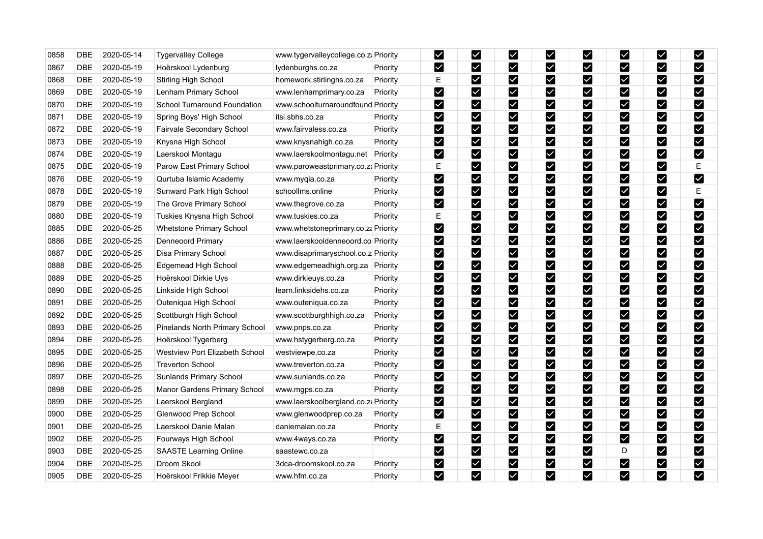| | | | | | | | | | | | | | |
|---|---|---|---|---|---|---|---|---|---|---|---|---|---|
| 0858 | DBE | 2020-05-14 | Tygervalley College | www.tygervalleycollege.co.za | Priority | ☑ | ☑ | ☑ | ☑ | ☑ | ☑ | ☑ | ☑ |
| 0867 | DBE | 2020-05-19 | Hoërskool Lydenburg | lydenburghs.co.za | Priority | ☑ | ☑ | ☑ | ☑ | ☑ | ☑ | ☑ | ☑ |
| 0868 | DBE | 2020-05-19 | Stirling High School | homework.stirlinghs.co.za | Priority | E | ☑ | ☑ | ☑ | ☑ | ☑ | ☑ | ☑ |
| 0869 | DBE | 2020-05-19 | Lenham Primary School | www.lenhamprimary.co.za | Priority | ☑ | ☑ | ☑ | ☑ | ☑ | ☑ | ☑ | ☑ |
| 0870 | DBE | 2020-05-19 | School Turnaround Foundation | www.schoolturnaroundfound | Priority | ☑ | ☑ | ☑ | ☑ | ☑ | ☑ | ☑ | ☑ |
| 0871 | DBE | 2020-05-19 | Spring Boys' High School | itsi.sbhs.co.za | Priority | ☑ | ☑ | ☑ | ☑ | ☑ | ☑ | ☑ | ☑ |
| 0872 | DBE | 2020-05-19 | Fairvale Secondary School | www.fairvaless.co.za | Priority | ☑ | ☑ | ☑ | ☑ | ☑ | ☑ | ☑ | ☑ |
| 0873 | DBE | 2020-05-19 | Knysna High School | www.knysnahigh.co.za | Priority | ☑ | ☑ | ☑ | ☑ | ☑ | ☑ | ☑ | ☑ |
| 0874 | DBE | 2020-05-19 | Laerskool Montagu | www.laerskoolmontagu.net | Priority | ☑ | ☑ | ☑ | ☑ | ☑ | ☑ | ☑ | ☑ |
| 0875 | DBE | 2020-05-19 | Parow East Primary School | www.paroweastprimary.co.za | Priority | E | ☑ | ☑ | ☑ | ☑ | ☑ | ☑ | E |
| 0876 | DBE | 2020-05-19 | Qurtuba Islamic Academy | www.myqia.co.za | Priority | ☑ | ☑ | ☑ | ☑ | ☑ | ☑ | ☑ | ☑ |
| 0878 | DBE | 2020-05-19 | Sunward Park High School | schoollms.online | Priority | ☑ | ☑ | ☑ | ☑ | ☑ | ☑ | ☑ | E |
| 0879 | DBE | 2020-05-19 | The Grove Primary School | www.thegrove.co.za | Priority | ☑ | ☑ | ☑ | ☑ | ☑ | ☑ | ☑ | ☑ |
| 0880 | DBE | 2020-05-19 | Tuskies Knysna High School | www.tuskies.co.za | Priority | E | ☑ | ☑ | ☑ | ☑ | ☑ | ☑ | ☑ |
| 0885 | DBE | 2020-05-25 | Whetstone Primary School | www.whetstoneprimary.co.za | Priority | ☑ | ☑ | ☑ | ☑ | ☑ | ☑ | ☑ | ☑ |
| 0886 | DBE | 2020-05-25 | Denneoord Primary | www.laerskooldenneoord.co | Priority | ☑ | ☑ | ☑ | ☑ | ☑ | ☑ | ☑ | ☑ |
| 0887 | DBE | 2020-05-25 | Disa Primary School | www.disaprimaryschool.co.z | Priority | ☑ | ☑ | ☑ | ☑ | ☑ | ☑ | ☑ | ☑ |
| 0888 | DBE | 2020-05-25 | Edgemead High School | www.edgemeadhigh.org.za | Priority | ☑ | ☑ | ☑ | ☑ | ☑ | ☑ | ☑ | ☑ |
| 0889 | DBE | 2020-05-25 | Hoërskool Dirkie Uys | www.dirkieuys.co.za | Priority | ☑ | ☑ | ☑ | ☑ | ☑ | ☑ | ☑ | ☑ |
| 0890 | DBE | 2020-05-25 | Linkside High School | learn.linksidehs.co.za | Priority | ☑ | ☑ | ☑ | ☑ | ☑ | ☑ | ☑ | ☑ |
| 0891 | DBE | 2020-05-25 | Outeniqua High School | www.outeniqua.co.za | Priority | ☑ | ☑ | ☑ | ☑ | ☑ | ☑ | ☑ | ☑ |
| 0892 | DBE | 2020-05-25 | Scottburgh High School | www.scottburghhigh.co.za | Priority | ☑ | ☑ | ☑ | ☑ | ☑ | ☑ | ☑ | ☑ |
| 0893 | DBE | 2020-05-25 | Pinelands North Primary School | www.pnps.co.za | Priority | ☑ | ☑ | ☑ | ☑ | ☑ | ☑ | ☑ | ☑ |
| 0894 | DBE | 2020-05-25 | Hoërskool Tygerberg | www.hstygerberg.co.za | Priority | ☑ | ☑ | ☑ | ☑ | ☑ | ☑ | ☑ | ☑ |
| 0895 | DBE | 2020-05-25 | Westview Port Elizabeth School | westviewpe.co.za | Priority | ☑ | ☑ | ☑ | ☑ | ☑ | ☑ | ☑ | ☑ |
| 0896 | DBE | 2020-05-25 | Treverton School | www.treverton.co.za | Priority | ☑ | ☑ | ☑ | ☑ | ☑ | ☑ | ☑ | ☑ |
| 0897 | DBE | 2020-05-25 | Sunlands Primary School | www.sunlands.co.za | Priority | ☑ | ☑ | ☑ | ☑ | ☑ | ☑ | ☑ | ☑ |
| 0898 | DBE | 2020-05-25 | Manor Gardens Primary School | www.mgps.co.za | Priority | ☑ | ☑ | ☑ | ☑ | ☑ | ☑ | ☑ | ☑ |
| 0899 | DBE | 2020-05-25 | Laerskool Bergland | www.laerskoolbergland.co.za | Priority | ☑ | ☑ | ☑ | ☑ | ☑ | ☑ | ☑ | ☑ |
| 0900 | DBE | 2020-05-25 | Glenwood Prep School | www.glenwoodprep.co.za | Priority | ☑ | ☑ | ☑ | ☑ | ☑ | ☑ | ☑ | ☑ |
| 0901 | DBE | 2020-05-25 | Laerskool Danie Malan | daniemalan.co.za | Priority | E | ☑ | ☑ | ☑ | ☑ | ☑ | ☑ | ☑ |
| 0902 | DBE | 2020-05-25 | Fourways High School | www.4ways.co.za | Priority | ☑ | ☑ | ☑ | ☑ | ☑ | ☑ | ☑ | ☑ |
| 0903 | DBE | 2020-05-25 | SAASTE Learning Online | saastewc.co.za | | ☑ | ☑ | ☑ | ☑ | ☑ | D | ☑ | ☑ |
| 0904 | DBE | 2020-05-25 | Droom Skool | 3dca-droomskool.co.za | Priority | ☑ | ☑ | ☑ | ☑ | ☑ | ☑ | ☑ | ☑ |
| 0905 | DBE | 2020-05-25 | Hoërskool Frikkie Meyer | www.hfm.co.za | Priority | ☑ | ☑ | ☑ | ☑ | ☑ | ☑ | ☑ | ☑ |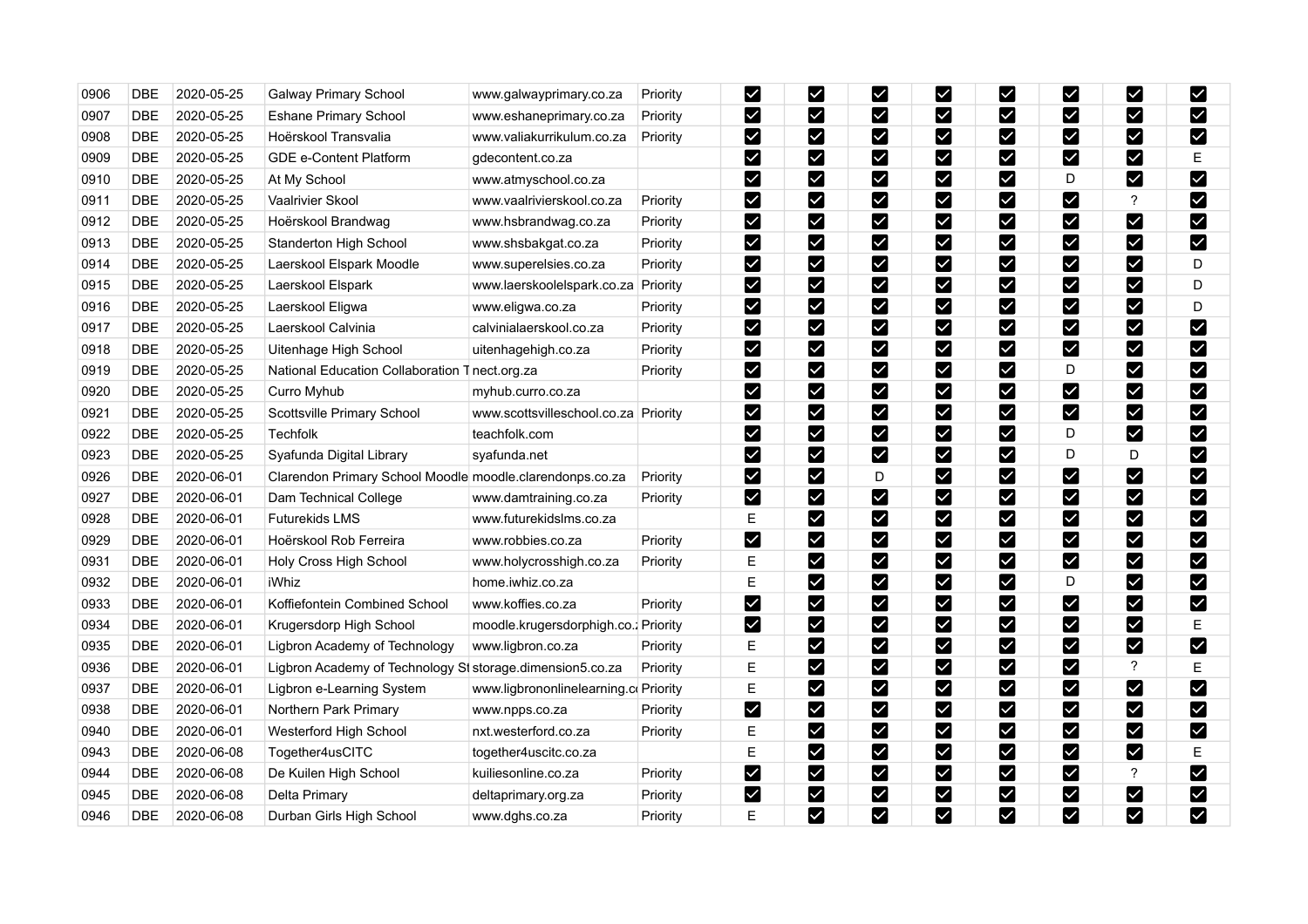| | | | | | | | | | | | | | |
|---|---|---|---|---|---|---|---|---|---|---|---|---|---|
| 0906 | DBE | 2020-05-25 | Galway Primary School | www.galwayprimary.co.za | Priority | ☑ | ☑ | ☑ | ☑ | ☑ | ☑ | ☑ | ☑ |
| 0907 | DBE | 2020-05-25 | Eshane Primary School | www.eshaneprimary.co.za | Priority | ☑ | ☑ | ☑ | ☑ | ☑ | ☑ | ☑ | ☑ |
| 0908 | DBE | 2020-05-25 | Hoërskool Transvalia | www.valiakurrikulum.co.za | Priority | ☑ | ☑ | ☑ | ☑ | ☑ | ☑ | ☑ | ☑ |
| 0909 | DBE | 2020-05-25 | GDE e-Content Platform | gdecontent.co.za | | ☑ | ☑ | ☑ | ☑ | ☑ | ☑ | ☑ | E |
| 0910 | DBE | 2020-05-25 | At My School | www.atmyschool.co.za | | ☑ | ☑ | ☑ | ☑ | ☑ | D | ☑ | ☑ |
| 0911 | DBE | 2020-05-25 | Vaalrivier Skool | www.vaalrivierskool.co.za | Priority | ☑ | ☑ | ☑ | ☑ | ☑ | ☑ | ? | ☑ |
| 0912 | DBE | 2020-05-25 | Hoërskool Brandwag | www.hsbrandwag.co.za | Priority | ☑ | ☑ | ☑ | ☑ | ☑ | ☑ | ☑ | ☑ |
| 0913 | DBE | 2020-05-25 | Standerton High School | www.shsbakgat.co.za | Priority | ☑ | ☑ | ☑ | ☑ | ☑ | ☑ | ☑ | ☑ |
| 0914 | DBE | 2020-05-25 | Laerskool Elspark Moodle | www.superelsies.co.za | Priority | ☑ | ☑ | ☑ | ☑ | ☑ | ☑ | ☑ | D |
| 0915 | DBE | 2020-05-25 | Laerskool Elspark | www.laerskoolelspark.co.za | Priority | ☑ | ☑ | ☑ | ☑ | ☑ | ☑ | ☑ | D |
| 0916 | DBE | 2020-05-25 | Laerskool Eligwa | www.eligwa.co.za | Priority | ☑ | ☑ | ☑ | ☑ | ☑ | ☑ | ☑ | D |
| 0917 | DBE | 2020-05-25 | Laerskool Calvinia | calvinialaerskool.co.za | Priority | ☑ | ☑ | ☑ | ☑ | ☑ | ☑ | ☑ | ☑ |
| 0918 | DBE | 2020-05-25 | Uitenhage High School | uitenhagehigh.co.za | Priority | ☑ | ☑ | ☑ | ☑ | ☑ | ☑ | ☑ | ☑ |
| 0919 | DBE | 2020-05-25 | National Education Collaboration T | nect.org.za | Priority | ☑ | ☑ | ☑ | ☑ | ☑ | D | ☑ | ☑ |
| 0920 | DBE | 2020-05-25 | Curro Myhub | myhub.curro.co.za | | ☑ | ☑ | ☑ | ☑ | ☑ | ☑ | ☑ | ☑ |
| 0921 | DBE | 2020-05-25 | Scottsville Primary School | www.scottsvilleschool.co.za | Priority | ☑ | ☑ | ☑ | ☑ | ☑ | ☑ | ☑ | ☑ |
| 0922 | DBE | 2020-05-25 | Techfolk | teachfolk.com | | ☑ | ☑ | ☑ | ☑ | ☑ | D | ☑ | ☑ |
| 0923 | DBE | 2020-05-25 | Syafunda Digital Library | syafunda.net | | ☑ | ☑ | ☑ | ☑ | ☑ | D | D | ☑ |
| 0926 | DBE | 2020-06-01 | Clarendon Primary School Moodle | moodle.clarendonps.co.za | Priority | ☑ | ☑ | D | ☑ | ☑ | ☑ | ☑ | ☑ |
| 0927 | DBE | 2020-06-01 | Dam Technical College | www.damtraining.co.za | Priority | ☑ | ☑ | ☑ | ☑ | ☑ | ☑ | ☑ | ☑ |
| 0928 | DBE | 2020-06-01 | Futurekids LMS | www.futurekidslms.co.za | | E | ☑ | ☑ | ☑ | ☑ | ☑ | ☑ | ☑ |
| 0929 | DBE | 2020-06-01 | Hoërskool Rob Ferreira | www.robbies.co.za | Priority | ☑ | ☑ | ☑ | ☑ | ☑ | ☑ | ☑ | ☑ |
| 0931 | DBE | 2020-06-01 | Holy Cross High School | www.holycrosshigh.co.za | Priority | E | ☑ | ☑ | ☑ | ☑ | ☑ | ☑ | ☑ |
| 0932 | DBE | 2020-06-01 | iWhiz | home.iwhiz.co.za | | E | ☑ | ☑ | ☑ | ☑ | D | ☑ | ☑ |
| 0933 | DBE | 2020-06-01 | Koffiefontein Combined School | www.koffies.co.za | Priority | ☑ | ☑ | ☑ | ☑ | ☑ | ☑ | ☑ | ☑ |
| 0934 | DBE | 2020-06-01 | Krugersdorp High School | moodle.krugersdorphigh.co.z | Priority | ☑ | ☑ | ☑ | ☑ | ☑ | ☑ | ☑ | E |
| 0935 | DBE | 2020-06-01 | Ligbron Academy of Technology | www.ligbron.co.za | Priority | E | ☑ | ☑ | ☑ | ☑ | ☑ | ☑ | ☑ |
| 0936 | DBE | 2020-06-01 | Ligbron Academy of Technology St | storage.dimension5.co.za | Priority | E | ☑ | ☑ | ☑ | ☑ | ☑ | ? | E |
| 0937 | DBE | 2020-06-01 | Ligbron e-Learning System | www.ligbrononlinelearning.c | Priority | E | ☑ | ☑ | ☑ | ☑ | ☑ | ☑ | ☑ |
| 0938 | DBE | 2020-06-01 | Northern Park Primary | www.npps.co.za | Priority | ☑ | ☑ | ☑ | ☑ | ☑ | ☑ | ☑ | ☑ |
| 0940 | DBE | 2020-06-01 | Westerford High School | nxt.westerford.co.za | Priority | E | ☑ | ☑ | ☑ | ☑ | ☑ | ☑ | ☑ |
| 0943 | DBE | 2020-06-08 | Together4usCITC | together4uscitc.co.za | | E | ☑ | ☑ | ☑ | ☑ | ☑ | ☑ | E |
| 0944 | DBE | 2020-06-08 | De Kuilen High School | kuiliesonline.co.za | Priority | ☑ | ☑ | ☑ | ☑ | ☑ | ☑ | ? | ☑ |
| 0945 | DBE | 2020-06-08 | Delta Primary | deltaprimary.org.za | Priority | ☑ | ☑ | ☑ | ☑ | ☑ | ☑ | ☑ | ☑ |
| 0946 | DBE | 2020-06-08 | Durban Girls High School | www.dghs.co.za | Priority | E | ☑ | ☑ | ☑ | ☑ | ☑ | ☑ | ☑ |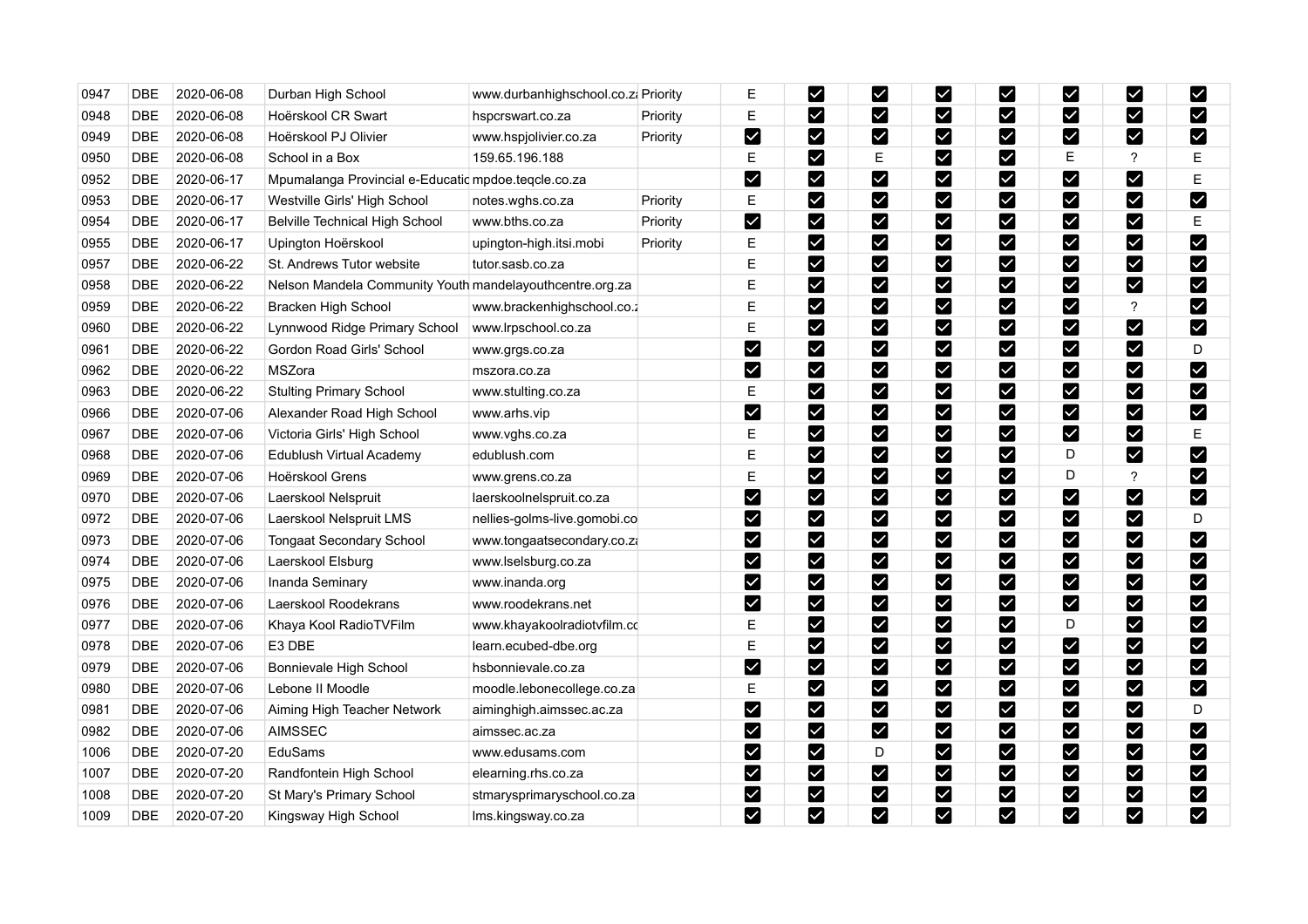| | | | | | | | | | | | | | |
|---|---|---|---|---|---|---|---|---|---|---|---|---|---|
| 0947 | DBE | 2020-06-08 | Durban High School | www.durbanhighschool.co.za | Priority | E | ☑ | ☑ | ☑ | ☑ | ☑ | ☑ | ☑ |
| 0948 | DBE | 2020-06-08 | Hoërskool CR Swart | hspcrswart.co.za | Priority | E | ☑ | ☑ | ☑ | ☑ | ☑ | ☑ | ☑ |
| 0949 | DBE | 2020-06-08 | Hoërskool PJ Olivier | www.hspjolivier.co.za | Priority | ☑ | ☑ | ☑ | ☑ | ☑ | ☑ | ☑ | ☑ |
| 0950 | DBE | 2020-06-08 | School in a Box | 159.65.196.188 | | E | ☑ | E | ☑ | ☑ | E | ? | E |
| 0952 | DBE | 2020-06-17 | Mpumalanga Provincial e-Educatio | mpdoe.teqcle.co.za | | ☑ | ☑ | ☑ | ☑ | ☑ | ☑ | ☑ | E |
| 0953 | DBE | 2020-06-17 | Westville Girls' High School | notes.wghs.co.za | Priority | E | ☑ | ☑ | ☑ | ☑ | ☑ | ☑ | ☑ |
| 0954 | DBE | 2020-06-17 | Belville Technical High School | www.bths.co.za | Priority | ☑ | ☑ | ☑ | ☑ | ☑ | ☑ | ☑ | E |
| 0955 | DBE | 2020-06-17 | Upington Hoërskool | upington-high.itsi.mobi | Priority | E | ☑ | ☑ | ☑ | ☑ | ☑ | ☑ | ☑ |
| 0957 | DBE | 2020-06-22 | St. Andrews Tutor website | tutor.sasb.co.za | | E | ☑ | ☑ | ☑ | ☑ | ☑ | ☑ | ☑ |
| 0958 | DBE | 2020-06-22 | Nelson Mandela Community Youth | mandelayouthcentre.org.za | | E | ☑ | ☑ | ☑ | ☑ | ☑ | ☑ | ☑ |
| 0959 | DBE | 2020-06-22 | Bracken High School | www.brackenhighschool.co.z | | E | ☑ | ☑ | ☑ | ☑ | ☑ | ? | ☑ |
| 0960 | DBE | 2020-06-22 | Lynnwood Ridge Primary School | www.lrpschool.co.za | | E | ☑ | ☑ | ☑ | ☑ | ☑ | ☑ | ☑ |
| 0961 | DBE | 2020-06-22 | Gordon Road Girls' School | www.grgs.co.za | | ☑ | ☑ | ☑ | ☑ | ☑ | ☑ | ☑ | D |
| 0962 | DBE | 2020-06-22 | MSZora | mszora.co.za | | ☑ | ☑ | ☑ | ☑ | ☑ | ☑ | ☑ | ☑ |
| 0963 | DBE | 2020-06-22 | Stulting Primary School | www.stulting.co.za | | E | ☑ | ☑ | ☑ | ☑ | ☑ | ☑ | ☑ |
| 0966 | DBE | 2020-07-06 | Alexander Road High School | www.arhs.vip | | ☑ | ☑ | ☑ | ☑ | ☑ | ☑ | ☑ | ☑ |
| 0967 | DBE | 2020-07-06 | Victoria Girls' High School | www.vghs.co.za | | E | ☑ | ☑ | ☑ | ☑ | ☑ | ☑ | E |
| 0968 | DBE | 2020-07-06 | Edublush Virtual Academy | edublush.com | | E | ☑ | ☑ | ☑ | ☑ | D | ☑ | ☑ |
| 0969 | DBE | 2020-07-06 | Hoërskool Grens | www.grens.co.za | | E | ☑ | ☑ | ☑ | ☑ | D | ? | ☑ |
| 0970 | DBE | 2020-07-06 | Laerskool Nelspruit | laerskoolnelspruit.co.za | | ☑ | ☑ | ☑ | ☑ | ☑ | ☑ | ☑ | ☑ |
| 0972 | DBE | 2020-07-06 | Laerskool Nelspruit LMS | nellies-golms-live.gomobi.co | | ☑ | ☑ | ☑ | ☑ | ☑ | ☑ | ☑ | D |
| 0973 | DBE | 2020-07-06 | Tongaat Secondary School | www.tongaatsecondary.co.za | | ☑ | ☑ | ☑ | ☑ | ☑ | ☑ | ☑ | ☑ |
| 0974 | DBE | 2020-07-06 | Laerskool Elsburg | www.lselsburg.co.za | | ☑ | ☑ | ☑ | ☑ | ☑ | ☑ | ☑ | ☑ |
| 0975 | DBE | 2020-07-06 | Inanda Seminary | www.inanda.org | | ☑ | ☑ | ☑ | ☑ | ☑ | ☑ | ☑ | ☑ |
| 0976 | DBE | 2020-07-06 | Laerskool Roodekrans | www.roodekrans.net | | ☑ | ☑ | ☑ | ☑ | ☑ | ☑ | ☑ | ☑ |
| 0977 | DBE | 2020-07-06 | Khaya Kool RadioTVFilm | www.khayakoolradiotvfilm.co | | E | ☑ | ☑ | ☑ | ☑ | D | ☑ | ☑ |
| 0978 | DBE | 2020-07-06 | E3 DBE | learn.ecubed-dbe.org | | E | ☑ | ☑ | ☑ | ☑ | ☑ | ☑ | ☑ |
| 0979 | DBE | 2020-07-06 | Bonnievale High School | hsbonnievale.co.za | | ☑ | ☑ | ☑ | ☑ | ☑ | ☑ | ☑ | ☑ |
| 0980 | DBE | 2020-07-06 | Lebone II Moodle | moodle.lebonecollege.co.za | | E | ☑ | ☑ | ☑ | ☑ | ☑ | ☑ | ☑ |
| 0981 | DBE | 2020-07-06 | Aiming High Teacher Network | aiminghigh.aimssec.ac.za | | ☑ | ☑ | ☑ | ☑ | ☑ | ☑ | ☑ | D |
| 0982 | DBE | 2020-07-06 | AIMSSEC | aimssec.ac.za | | ☑ | ☑ | ☑ | ☑ | ☑ | ☑ | ☑ | ☑ |
| 1006 | DBE | 2020-07-20 | EduSams | www.edusams.com | | ☑ | ☑ | D | ☑ | ☑ | ☑ | ☑ | ☑ |
| 1007 | DBE | 2020-07-20 | Randfontein High School | elearning.rhs.co.za | | ☑ | ☑ | ☑ | ☑ | ☑ | ☑ | ☑ | ☑ |
| 1008 | DBE | 2020-07-20 | St Mary's Primary School | stmarysprimaryschool.co.za | | ☑ | ☑ | ☑ | ☑ | ☑ | ☑ | ☑ | ☑ |
| 1009 | DBE | 2020-07-20 | Kingsway High School | lms.kingsway.co.za | | ☑ | ☑ | ☑ | ☑ | ☑ | ☑ | ☑ | ☑ |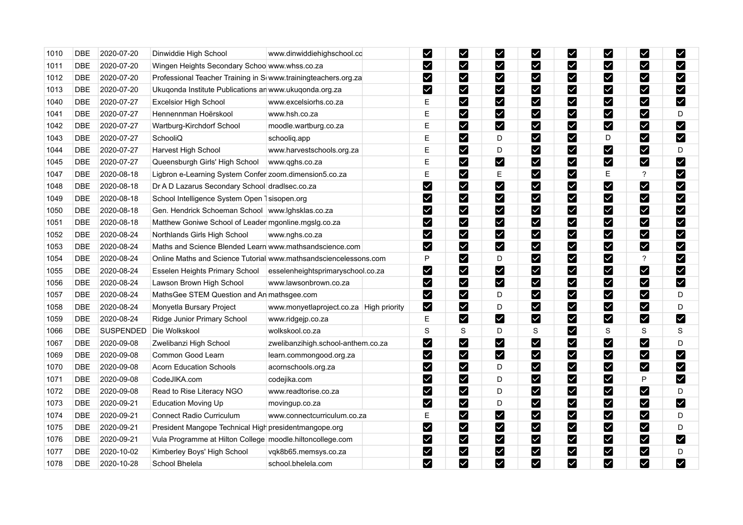| | | | | | | | | | | | | | |
|---|---|---|---|---|---|---|---|---|---|---|---|---|---|
| 1010 | DBE | 2020-07-20 | Dinwiddie High School | www.dinwiddiehighschool.co | | ☑ | ☑ | ☑ | ☑ | ☑ | ☑ | ☑ | ☑ |
| 1011 | DBE | 2020-07-20 | Wingen Heights Secondary Schoo | www.whss.co.za | | ☑ | ☑ | ☑ | ☑ | ☑ | ☑ | ☑ | ☑ |
| 1012 | DBE | 2020-07-20 | Professional Teacher Training in S | www.trainingteachers.org.za | | ☑ | ☑ | ☑ | ☑ | ☑ | ☑ | ☑ | ☑ |
| 1013 | DBE | 2020-07-20 | Ukuqonda Institute Publications an | www.ukuqonda.org.za | | ☑ | ☑ | ☑ | ☑ | ☑ | ☑ | ☑ | ☑ |
| 1040 | DBE | 2020-07-27 | Excelsior High School | www.excelsiorhs.co.za | | E | ☑ | ☑ | ☑ | ☑ | ☑ | ☑ | ☑ |
| 1041 | DBE | 2020-07-27 | Hennenman Hoërskool | www.hsh.co.za | | E | ☑ | ☑ | ☑ | ☑ | ☑ | ☑ | D |
| 1042 | DBE | 2020-07-27 | Wartburg-Kirchdorf School | moodle.wartburg.co.za | | E | ☑ | ☑ | ☑ | ☑ | ☑ | ☑ | ☑ |
| 1043 | DBE | 2020-07-27 | SchooliQ | schooliq.app | | E | ☑ | D | ☑ | ☑ | D | ☑ | ☑ |
| 1044 | DBE | 2020-07-27 | Harvest High School | www.harvestschools.org.za | | E | ☑ | D | ☑ | ☑ | ☑ | ☑ | D |
| 1045 | DBE | 2020-07-27 | Queensburgh Girls' High School | www.qghs.co.za | | E | ☑ | ☑ | ☑ | ☑ | ☑ | ☑ | ☑ |
| 1047 | DBE | 2020-08-18 | Ligbron e-Learning System Confer | zoom.dimension5.co.za | | E | ☑ | E | ☑ | ☑ | E | ? | ☑ |
| 1048 | DBE | 2020-08-18 | Dr A D Lazarus Secondary School | dradlsec.co.za | | ☑ | ☑ | ☑ | ☑ | ☑ | ☑ | ☑ | ☑ |
| 1049 | DBE | 2020-08-18 | School Intelligence System Open T | sisopen.org | | ☑ | ☑ | ☑ | ☑ | ☑ | ☑ | ☑ | ☑ |
| 1050 | DBE | 2020-08-18 | Gen. Hendrick Schoeman School | www.lghsklas.co.za | | ☑ | ☑ | ☑ | ☑ | ☑ | ☑ | ☑ | ☑ |
| 1051 | DBE | 2020-08-18 | Matthew Goniwe School of Leader | mgonline.mgslg.co.za | | ☑ | ☑ | ☑ | ☑ | ☑ | ☑ | ☑ | ☑ |
| 1052 | DBE | 2020-08-24 | Northlands Girls High School | www.nghs.co.za | | ☑ | ☑ | ☑ | ☑ | ☑ | ☑ | ☑ | ☑ |
| 1053 | DBE | 2020-08-24 | Maths and Science Blended Learn | www.mathsandscience.com | | ☑ | ☑ | ☑ | ☑ | ☑ | ☑ | ☑ | ☑ |
| 1054 | DBE | 2020-08-24 | Online Maths and Science Tutorial | www.mathsandsciencelessons.com | | P | ☑ | D | ☑ | ☑ | ☑ | ? | ☑ |
| 1055 | DBE | 2020-08-24 | Esselen Heights Primary School | esselenheightsprimaryschool.co.za | | ☑ | ☑ | ☑ | ☑ | ☑ | ☑ | ☑ | ☑ |
| 1056 | DBE | 2020-08-24 | Lawson Brown High School | www.lawsonbrown.co.za | | ☑ | ☑ | ☑ | ☑ | ☑ | ☑ | ☑ | ☑ |
| 1057 | DBE | 2020-08-24 | MathsGee STEM Question and An | mathsgee.com | | ☑ | ☑ | D | ☑ | ☑ | ☑ | ☑ | D |
| 1058 | DBE | 2020-08-24 | Monyetla Bursary Project | www.monyetlaproject.co.za | High priority | ☑ | ☑ | D | ☑ | ☑ | ☑ | ☑ | D |
| 1059 | DBE | 2020-08-24 | Ridge Junior Primary School | www.ridgejp.co.za | | E | ☑ | ☑ | ☑ | ☑ | ☑ | ☑ | ☑ |
| 1066 | DBE | SUSPENDED | Die Wolkskool | wolkskool.co.za | | S | S | D | S | ☑ | S | S | S |
| 1067 | DBE | 2020-09-08 | Zwelibanzi High School | zwelibanzihigh.school-anthem.co.za | | ☑ | ☑ | ☑ | ☑ | ☑ | ☑ | ☑ | D |
| 1069 | DBE | 2020-09-08 | Common Good Learn | learn.commongood.org.za | | ☑ | ☑ | ☑ | ☑ | ☑ | ☑ | ☑ | ☑ |
| 1070 | DBE | 2020-09-08 | Acorn Education Schools | acornschools.org.za | | ☑ | ☑ | D | ☑ | ☑ | ☑ | ☑ | ☑ |
| 1071 | DBE | 2020-09-08 | CodeJIKA.com | codejika.com | | ☑ | ☑ | D | ☑ | ☑ | ☑ | P | ☑ |
| 1072 | DBE | 2020-09-08 | Read to Rise Literacy NGO | www.readtorise.co.za | | ☑ | ☑ | D | ☑ | ☑ | ☑ | ☑ | D |
| 1073 | DBE | 2020-09-21 | Education Moving Up | movingup.co.za | | ☑ | ☑ | D | ☑ | ☑ | ☑ | ☑ | ☑ |
| 1074 | DBE | 2020-09-21 | Connect Radio Curriculum | www.connectcurriculum.co.za | | E | ☑ | ☑ | ☑ | ☑ | ☑ | ☑ | D |
| 1075 | DBE | 2020-09-21 | President Mangope Technical High | presidentmangope.org | | ☑ | ☑ | ☑ | ☑ | ☑ | ☑ | ☑ | D |
| 1076 | DBE | 2020-09-21 | Vula Programme at Hilton College | moodle.hiltoncollege.com | | ☑ | ☑ | ☑ | ☑ | ☑ | ☑ | ☑ | ☑ |
| 1077 | DBE | 2020-10-02 | Kimberley Boys' High School | vqk8b65.memsys.co.za | | ☑ | ☑ | ☑ | ☑ | ☑ | ☑ | ☑ | D |
| 1078 | DBE | 2020-10-28 | School Bhelela | school.bhelela.com | | ☑ | ☑ | ☑ | ☑ | ☑ | ☑ | ☑ | ☑ |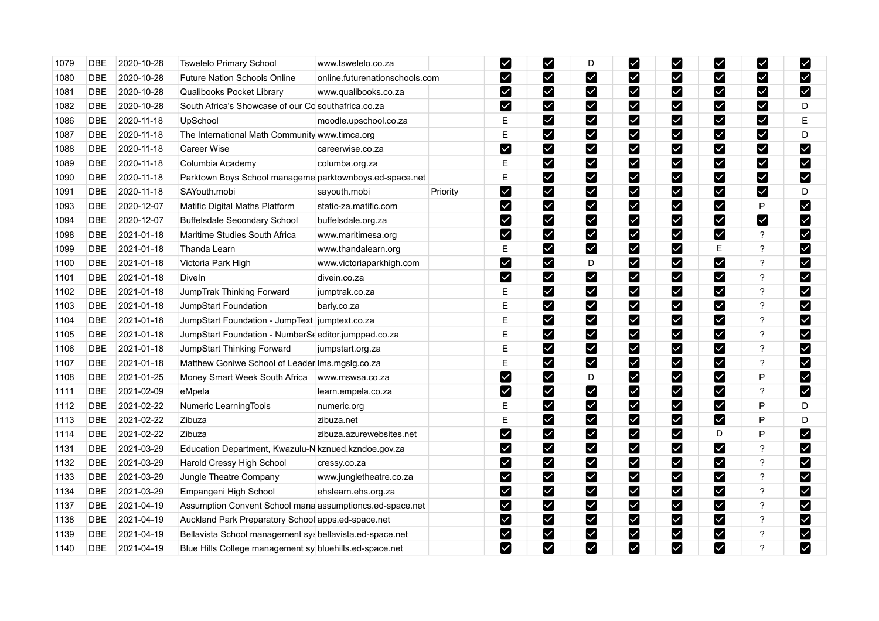| 1079 | DBE | 2020-10-28 | Tswelelo Primary School | www.tswelelo.co.za | | ☑ | ☑ | D | ☑ | ☑ | ☑ | ☑ | ☑ |
|---|---|---|---|---|---|---|---|---|---|---|---|---|---|
| 1080 | DBE | 2020-10-28 | Future Nation Schools Online | online.futurenationschools.com | | ☑ | ☑ | ☑ | ☑ | ☑ | ☑ | ☑ | ☑ |
| 1081 | DBE | 2020-10-28 | Qualibooks Pocket Library | www.qualibooks.co.za | | ☑ | ☑ | ☑ | ☑ | ☑ | ☑ | ☑ | ☑ |
| 1082 | DBE | 2020-10-28 | South Africa's Showcase of our Co | southafrica.co.za | | ☑ | ☑ | ☑ | ☑ | ☑ | ☑ | ☑ | D |
| 1086 | DBE | 2020-11-18 | UpSchool | moodle.upschool.co.za | | E | ☑ | ☑ | ☑ | ☑ | ☑ | ☑ | E |
| 1087 | DBE | 2020-11-18 | The International Math Community | www.timca.org | | E | ☑ | ☑ | ☑ | ☑ | ☑ | ☑ | D |
| 1088 | DBE | 2020-11-18 | Career Wise | careerwise.co.za | | ☑ | ☑ | ☑ | ☑ | ☑ | ☑ | ☑ | ☑ |
| 1089 | DBE | 2020-11-18 | Columbia Academy | columba.org.za | | E | ☑ | ☑ | ☑ | ☑ | ☑ | ☑ | ☑ |
| 1090 | DBE | 2020-11-18 | Parktown Boys School manageme | parktownboys.ed-space.net | | E | ☑ | ☑ | ☑ | ☑ | ☑ | ☑ | ☑ |
| 1091 | DBE | 2020-11-18 | SAYouth.mobi | sayouth.mobi | Priority | ☑ | ☑ | ☑ | ☑ | ☑ | ☑ | ☑ | D |
| 1093 | DBE | 2020-12-07 | Matific Digital Maths Platform | static-za.matific.com | | ☑ | ☑ | ☑ | ☑ | ☑ | ☑ | P | ☑ |
| 1094 | DBE | 2020-12-07 | Buffelsdale Secondary School | buffelsdale.org.za | | ☑ | ☑ | ☑ | ☑ | ☑ | ☑ | ☑ | ☑ |
| 1098 | DBE | 2021-01-18 | Maritime Studies South Africa | www.maritimesa.org | | ☑ | ☑ | ☑ | ☑ | ☑ | ☑ | ? | ☑ |
| 1099 | DBE | 2021-01-18 | Thanda Learn | www.thandalearn.org | | E | ☑ | ☑ | ☑ | ☑ | E | ? | ☑ |
| 1100 | DBE | 2021-01-18 | Victoria Park High | www.victoriaparkhigh.com | | ☑ | ☑ | D | ☑ | ☑ | ☑ | ? | ☑ |
| 1101 | DBE | 2021-01-18 | DiveIn | divein.co.za | | ☑ | ☑ | ☑ | ☑ | ☑ | ☑ | ? | ☑ |
| 1102 | DBE | 2021-01-18 | JumpTrak Thinking Forward | jumptrak.co.za | | E | ☑ | ☑ | ☑ | ☑ | ☑ | ? | ☑ |
| 1103 | DBE | 2021-01-18 | JumpStart Foundation | barly.co.za | | E | ☑ | ☑ | ☑ | ☑ | ☑ | ? | ☑ |
| 1104 | DBE | 2021-01-18 | JumpStart Foundation - JumpText | jumptext.co.za | | E | ☑ | ☑ | ☑ | ☑ | ☑ | ? | ☑ |
| 1105 | DBE | 2021-01-18 | JumpStart Foundation - NumberSe | editor.jumppad.co.za | | E | ☑ | ☑ | ☑ | ☑ | ☑ | ? | ☑ |
| 1106 | DBE | 2021-01-18 | JumpStart Thinking Forward | jumpstart.org.za | | E | ☑ | ☑ | ☑ | ☑ | ☑ | ? | ☑ |
| 1107 | DBE | 2021-01-18 | Matthew Goniwe School of Leader | lms.mgslg.co.za | | E | ☑ | ☑ | ☑ | ☑ | ☑ | ? | ☑ |
| 1108 | DBE | 2021-01-25 | Money Smart Week South Africa | www.mswsa.co.za | | ☑ | ☑ | D | ☑ | ☑ | ☑ | P | ☑ |
| 1111 | DBE | 2021-02-09 | eMpela | learn.empela.co.za | | ☑ | ☑ | ☑ | ☑ | ☑ | ☑ | ? | ☑ |
| 1112 | DBE | 2021-02-22 | Numeric LearningTools | numeric.org | | E | ☑ | ☑ | ☑ | ☑ | ☑ | P | D |
| 1113 | DBE | 2021-02-22 | Zibuza | zibuza.net | | E | ☑ | ☑ | ☑ | ☑ | ☑ | P | D |
| 1114 | DBE | 2021-02-22 | Zibuza | zibuza.azurewebsites.net | | ☑ | ☑ | ☑ | ☑ | ☑ | D | P | ☑ |
| 1131 | DBE | 2021-03-29 | Education Department, Kwazulu-N | kznued.kzndoe.gov.za | | ☑ | ☑ | ☑ | ☑ | ☑ | ☑ | ? | ☑ |
| 1132 | DBE | 2021-03-29 | Harold Cressy High School | cressy.co.za | | ☑ | ☑ | ☑ | ☑ | ☑ | ☑ | ? | ☑ |
| 1133 | DBE | 2021-03-29 | Jungle Theatre Company | www.jungletheatre.co.za | | ☑ | ☑ | ☑ | ☑ | ☑ | ☑ | ? | ☑ |
| 1134 | DBE | 2021-03-29 | Empangeni High School | ehslearn.ehs.org.za | | ☑ | ☑ | ☑ | ☑ | ☑ | ☑ | ? | ☑ |
| 1137 | DBE | 2021-04-19 | Assumption Convent School mana | assumptioncs.ed-space.net | | ☑ | ☑ | ☑ | ☑ | ☑ | ☑ | ? | ☑ |
| 1138 | DBE | 2021-04-19 | Auckland Park Preparatory School | apps.ed-space.net | | ☑ | ☑ | ☑ | ☑ | ☑ | ☑ | ? | ☑ |
| 1139 | DBE | 2021-04-19 | Bellavista School management sys | bellavista.ed-space.net | | ☑ | ☑ | ☑ | ☑ | ☑ | ☑ | ? | ☑ |
| 1140 | DBE | 2021-04-19 | Blue Hills College management sy | bluehills.ed-space.net | | ☑ | ☑ | ☑ | ☑ | ☑ | ☑ | ? | ☑ |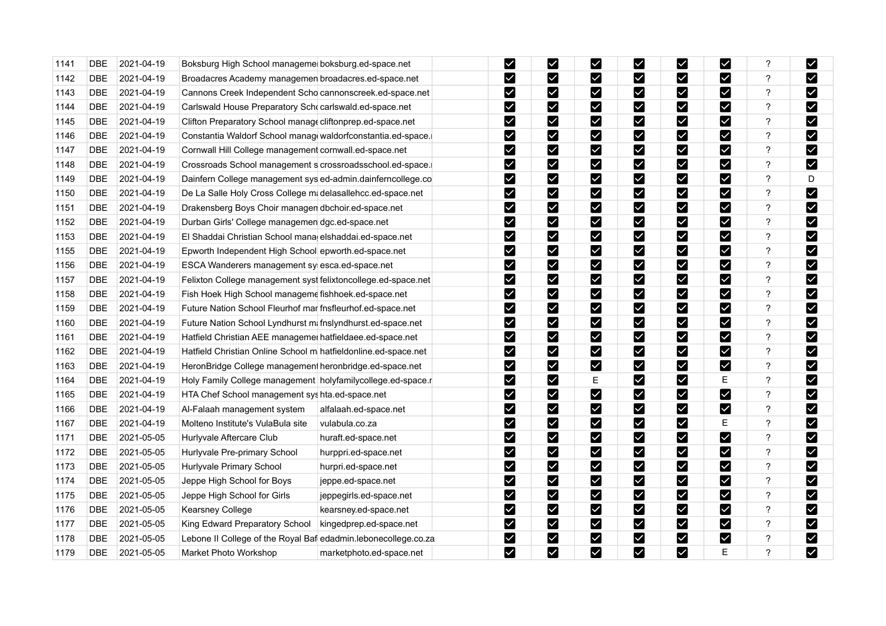| | | | | | | | | | | | | | |
|---|---|---|---|---|---|---|---|---|---|---|---|---|---|
| 1141 | DBE | 2021-04-19 | Boksburg High School manageme | boksburg.ed-space.net | | ☑ | ☑ | ☑ | ☑ | ☑ | ☑ | ? | ☑ |
| 1142 | DBE | 2021-04-19 | Broadacres Academy managemen | broadacres.ed-space.net | | ☑ | ☑ | ☑ | ☑ | ☑ | ☑ | ? | ☑ |
| 1143 | DBE | 2021-04-19 | Cannons Creek Independent Scho | cannonscreek.ed-space.net | | ☑ | ☑ | ☑ | ☑ | ☑ | ☑ | ? | ☑ |
| 1144 | DBE | 2021-04-19 | Carlswald House Preparatory Scho | carlswald.ed-space.net | | ☑ | ☑ | ☑ | ☑ | ☑ | ☑ | ? | ☑ |
| 1145 | DBE | 2021-04-19 | Clifton Preparatory School manage | cliftonprep.ed-space.net | | ☑ | ☑ | ☑ | ☑ | ☑ | ☑ | ? | ☑ |
| 1146 | DBE | 2021-04-19 | Constantia Waldorf School manage | waldorfconstantia.ed-space.i | | ☑ | ☑ | ☑ | ☑ | ☑ | ☑ | ? | ☑ |
| 1147 | DBE | 2021-04-19 | Cornwall Hill College management | cornwall.ed-space.net | | ☑ | ☑ | ☑ | ☑ | ☑ | ☑ | ? | ☑ |
| 1148 | DBE | 2021-04-19 | Crossroads School management s | crossroadsschool.ed-space.i | | ☑ | ☑ | ☑ | ☑ | ☑ | ☑ | ? | ☑ |
| 1149 | DBE | 2021-04-19 | Dainfern College management sys | ed-admin.dainferncollege.co | | ☑ | ☑ | ☑ | ☑ | ☑ | ☑ | ? | D |
| 1150 | DBE | 2021-04-19 | De La Salle Holy Cross College ma | delasallehcc.ed-space.net | | ☑ | ☑ | ☑ | ☑ | ☑ | ☑ | ? | ☑ |
| 1151 | DBE | 2021-04-19 | Drakensberg Boys Choir managen | dbchoir.ed-space.net | | ☑ | ☑ | ☑ | ☑ | ☑ | ☑ | ? | ☑ |
| 1152 | DBE | 2021-04-19 | Durban Girls' College managemen | dgc.ed-space.net | | ☑ | ☑ | ☑ | ☑ | ☑ | ☑ | ? | ☑ |
| 1153 | DBE | 2021-04-19 | El Shaddai Christian School mana | elshaddai.ed-space.net | | ☑ | ☑ | ☑ | ☑ | ☑ | ☑ | ? | ☑ |
| 1155 | DBE | 2021-04-19 | Epworth Independent High School | epworth.ed-space.net | | ☑ | ☑ | ☑ | ☑ | ☑ | ☑ | ? | ☑ |
| 1156 | DBE | 2021-04-19 | ESCA Wanderers management sy | esca.ed-space.net | | ☑ | ☑ | ☑ | ☑ | ☑ | ☑ | ? | ☑ |
| 1157 | DBE | 2021-04-19 | Felixton College management syst | felixtoncollege.ed-space.net | | ☑ | ☑ | ☑ | ☑ | ☑ | ☑ | ? | ☑ |
| 1158 | DBE | 2021-04-19 | Fish Hoek High School manageme | fishhoek.ed-space.net | | ☑ | ☑ | ☑ | ☑ | ☑ | ☑ | ? | ☑ |
| 1159 | DBE | 2021-04-19 | Future Nation School Fleurhof mar | fnsfleurhof.ed-space.net | | ☑ | ☑ | ☑ | ☑ | ☑ | ☑ | ? | ☑ |
| 1160 | DBE | 2021-04-19 | Future Nation School Lyndhurst ma | fnslyndhurst.ed-space.net | | ☑ | ☑ | ☑ | ☑ | ☑ | ☑ | ? | ☑ |
| 1161 | DBE | 2021-04-19 | Hatfield Christian AEE managemer | hatfieldaee.ed-space.net | | ☑ | ☑ | ☑ | ☑ | ☑ | ☑ | ? | ☑ |
| 1162 | DBE | 2021-04-19 | Hatfield Christian Online School m | hatfieldonline.ed-space.net | | ☑ | ☑ | ☑ | ☑ | ☑ | ☑ | ? | ☑ |
| 1163 | DBE | 2021-04-19 | HeronBridge College management | heronbridge.ed-space.net | | ☑ | ☑ | ☑ | ☑ | ☑ | ☑ | ? | ☑ |
| 1164 | DBE | 2021-04-19 | Holy Family College management | holyfamilycollege.ed-space.r | | ☑ | ☑ | E | ☑ | ☑ | E | ? | ☑ |
| 1165 | DBE | 2021-04-19 | HTA Chef School management sys | hta.ed-space.net | | ☑ | ☑ | ☑ | ☑ | ☑ | ☑ | ? | ☑ |
| 1166 | DBE | 2021-04-19 | Al-Falaah management system | alfalaah.ed-space.net | | ☑ | ☑ | ☑ | ☑ | ☑ | ☑ | ? | ☑ |
| 1167 | DBE | 2021-04-19 | Molteno Institute's VulaBula site | vulabula.co.za | | ☑ | ☑ | ☑ | ☑ | ☑ | E | ? | ☑ |
| 1171 | DBE | 2021-05-05 | Hurlyvale Aftercare Club | huraft.ed-space.net | | ☑ | ☑ | ☑ | ☑ | ☑ | ☑ | ? | ☑ |
| 1172 | DBE | 2021-05-05 | Hurlyvale Pre-primary School | hurppri.ed-space.net | | ☑ | ☑ | ☑ | ☑ | ☑ | ☑ | ? | ☑ |
| 1173 | DBE | 2021-05-05 | Hurlyvale Primary School | hurpri.ed-space.net | | ☑ | ☑ | ☑ | ☑ | ☑ | ☑ | ? | ☑ |
| 1174 | DBE | 2021-05-05 | Jeppe High School for Boys | jeppe.ed-space.net | | ☑ | ☑ | ☑ | ☑ | ☑ | ☑ | ? | ☑ |
| 1175 | DBE | 2021-05-05 | Jeppe High School for Girls | jeppegirls.ed-space.net | | ☑ | ☑ | ☑ | ☑ | ☑ | ☑ | ? | ☑ |
| 1176 | DBE | 2021-05-05 | Kearsney College | kearsney.ed-space.net | | ☑ | ☑ | ☑ | ☑ | ☑ | ☑ | ? | ☑ |
| 1177 | DBE | 2021-05-05 | King Edward Preparatory School | kingedprep.ed-space.net | | ☑ | ☑ | ☑ | ☑ | ☑ | ☑ | ? | ☑ |
| 1178 | DBE | 2021-05-05 | Lebone II College of the Royal Baf | edadmin.lebonecollege.co.za | | ☑ | ☑ | ☑ | ☑ | ☑ | ☑ | ? | ☑ |
| 1179 | DBE | 2021-05-05 | Market Photo Workshop | marketphoto.ed-space.net | | ☑ | ☑ | ☑ | ☑ | ☑ | E | ? | ☑ |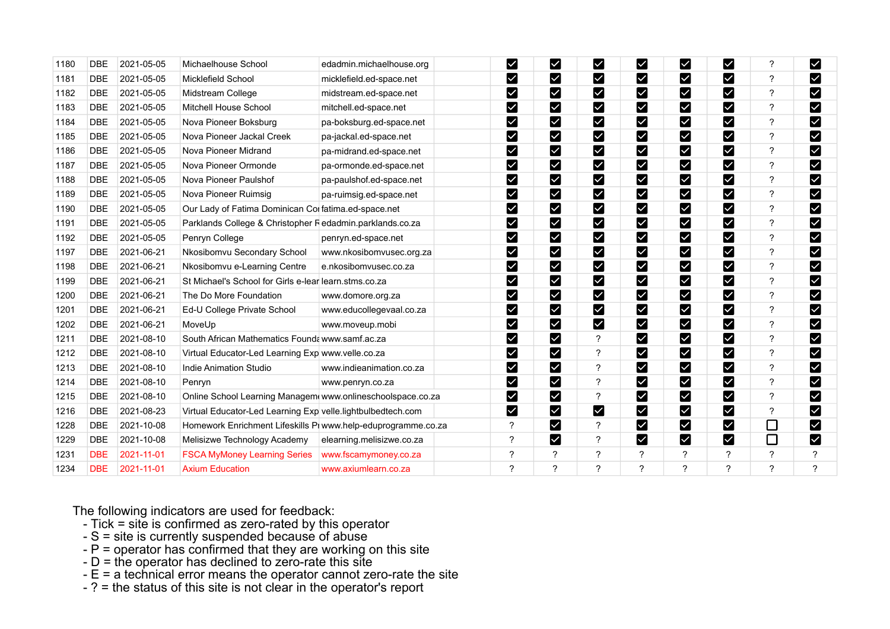| | | | | | | | | | | | | | |
|---|---|---|---|---|---|---|---|---|---|---|---|---|---|
| 1180 | DBE | 2021-05-05 | Michaelhouse School | edadmin.michaelhouse.org | | ☑ | ☑ | ☑ | ☑ | ☑ | ☑ | ? | ☑ |
| 1181 | DBE | 2021-05-05 | Micklefield School | micklefield.ed-space.net | | ☑ | ☑ | ☑ | ☑ | ☑ | ☑ | ? | ☑ |
| 1182 | DBE | 2021-05-05 | Midstream College | midstream.ed-space.net | | ☑ | ☑ | ☑ | ☑ | ☑ | ☑ | ? | ☑ |
| 1183 | DBE | 2021-05-05 | Mitchell House School | mitchell.ed-space.net | | ☑ | ☑ | ☑ | ☑ | ☑ | ☑ | ? | ☑ |
| 1184 | DBE | 2021-05-05 | Nova Pioneer Boksburg | pa-boksburg.ed-space.net | | ☑ | ☑ | ☑ | ☑ | ☑ | ☑ | ? | ☑ |
| 1185 | DBE | 2021-05-05 | Nova Pioneer Jackal Creek | pa-jackal.ed-space.net | | ☑ | ☑ | ☑ | ☑ | ☑ | ☑ | ? | ☑ |
| 1186 | DBE | 2021-05-05 | Nova Pioneer Midrand | pa-midrand.ed-space.net | | ☑ | ☑ | ☑ | ☑ | ☑ | ☑ | ? | ☑ |
| 1187 | DBE | 2021-05-05 | Nova Pioneer Ormonde | pa-ormonde.ed-space.net | | ☑ | ☑ | ☑ | ☑ | ☑ | ☑ | ? | ☑ |
| 1188 | DBE | 2021-05-05 | Nova Pioneer Paulshof | pa-paulshof.ed-space.net | | ☑ | ☑ | ☑ | ☑ | ☑ | ☑ | ? | ☑ |
| 1189 | DBE | 2021-05-05 | Nova Pioneer Ruimsig | pa-ruimsig.ed-space.net | | ☑ | ☑ | ☑ | ☑ | ☑ | ☑ | ? | ☑ |
| 1190 | DBE | 2021-05-05 | Our Lady of Fatima Dominican Co | fatima.ed-space.net | | ☑ | ☑ | ☑ | ☑ | ☑ | ☑ | ? | ☑ |
| 1191 | DBE | 2021-05-05 | Parklands College & Christopher F | edadmin.parklands.co.za | | ☑ | ☑ | ☑ | ☑ | ☑ | ☑ | ? | ☑ |
| 1192 | DBE | 2021-05-05 | Penryn College | penryn.ed-space.net | | ☑ | ☑ | ☑ | ☑ | ☑ | ☑ | ? | ☑ |
| 1197 | DBE | 2021-06-21 | Nkosibomvu Secondary School | www.nkosibomvusec.org.za | | ☑ | ☑ | ☑ | ☑ | ☑ | ☑ | ? | ☑ |
| 1198 | DBE | 2021-06-21 | Nkosibomvu e-Learning Centre | e.nkosibomvusec.co.za | | ☑ | ☑ | ☑ | ☑ | ☑ | ☑ | ? | ☑ |
| 1199 | DBE | 2021-06-21 | St Michael's School for Girls e-lear | learn.stms.co.za | | ☑ | ☑ | ☑ | ☑ | ☑ | ☑ | ? | ☑ |
| 1200 | DBE | 2021-06-21 | The Do More Foundation | www.domore.org.za | | ☑ | ☑ | ☑ | ☑ | ☑ | ☑ | ? | ☑ |
| 1201 | DBE | 2021-06-21 | Ed-U College Private School | www.educollegevaal.co.za | | ☑ | ☑ | ☑ | ☑ | ☑ | ☑ | ? | ☑ |
| 1202 | DBE | 2021-06-21 | MoveUp | www.moveup.mobi | | ☑ | ☑ | ☑ | ☑ | ☑ | ☑ | ? | ☑ |
| 1211 | DBE | 2021-08-10 | South African Mathematics Founda | www.samf.ac.za | | ☑ | ☑ | ? | ☑ | ☑ | ☑ | ? | ☑ |
| 1212 | DBE | 2021-08-10 | Virtual Educator-Led Learning Exp | www.velle.co.za | | ☑ | ☑ | ? | ☑ | ☑ | ☑ | ? | ☑ |
| 1213 | DBE | 2021-08-10 | Indie Animation Studio | www.indieanimation.co.za | | ☑ | ☑ | ? | ☑ | ☑ | ☑ | ? | ☑ |
| 1214 | DBE | 2021-08-10 | Penryn | www.penryn.co.za | | ☑ | ☑ | ? | ☑ | ☑ | ☑ | ? | ☑ |
| 1215 | DBE | 2021-08-10 | Online School Learning Managem | www.onlineschoolspace.co.za | | ☑ | ☑ | ? | ☑ | ☑ | ☑ | ? | ☑ |
| 1216 | DBE | 2021-08-23 | Virtual Educator-Led Learning Exp | velle.lightbulbedtech.com | | ☑ | ☑ | ☑ | ☑ | ☑ | ☑ | ? | ☑ |
| 1228 | DBE | 2021-10-08 | Homework Enrichment Lifeskills Pr | www.help-eduprogramme.co.za | | ? | ☑ | ? | ☑ | ☑ | ☑ | ☐ | ☑ |
| 1229 | DBE | 2021-10-08 | Melisizwe Technology Academy | elearning.melisizwe.co.za | | ? | ☑ | ? | ☑ | ☑ | ☑ | ☐ | ☑ |
| 1231 | DBE | 2021-11-01 | FSCA MyMoney Learning Series | www.fscamymoney.co.za | | ? | ? | ? | ? | ? | ? | ? | ? |
| 1234 | DBE | 2021-11-01 | Axium Education | www.axiumlearn.co.za | | ? | ? | ? | ? | ? | ? | ? | ? |

The following indicators are used for feedback:

- Tick = site is confirmed as zero-rated by this operator
- S = site is currently suspended because of abuse
- P = operator has confirmed that they are working on this site
- D = the operator has declined to zero-rate this site
- E = a technical error means the operator cannot zero-rate the site
- ? = the status of this site is not clear in the operator's report